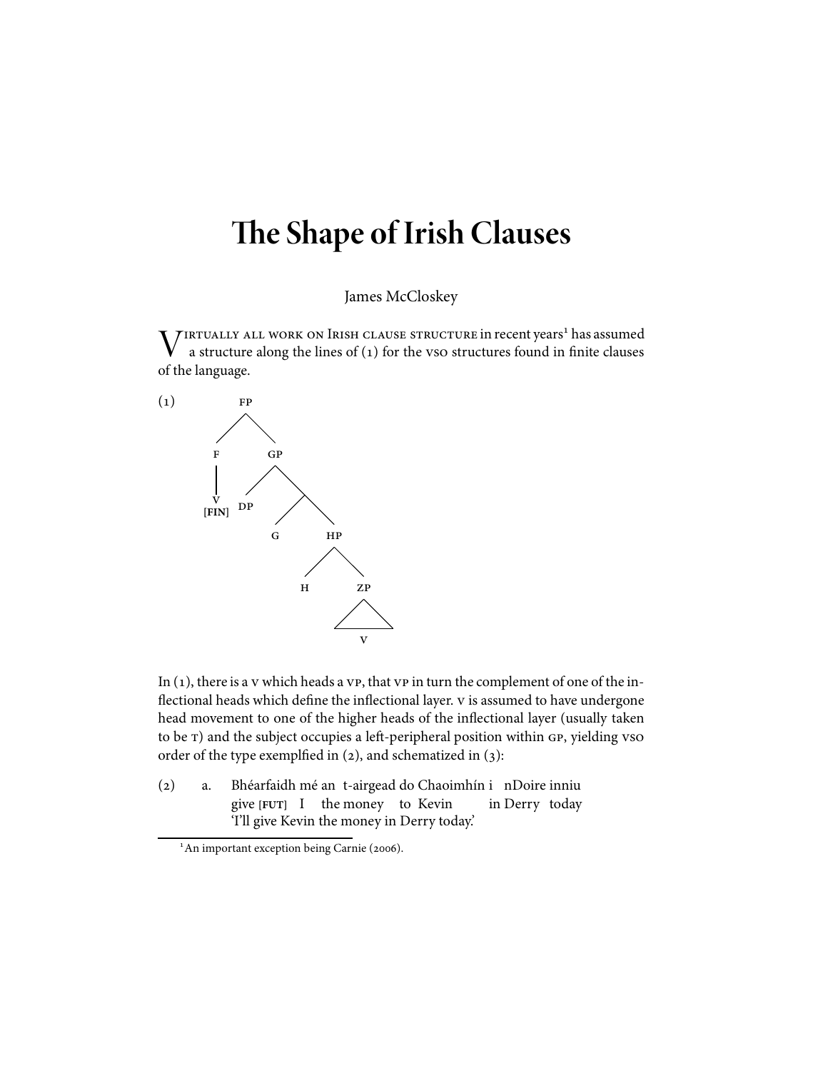# The Shape of Irish Clauses

James McCloskey

Virtually all work on Irish clause structure in recent years[1] has assumed a structure along the lines of (1) for the VSO structures found in finite clauses of the language.

(1)

```
            FP
           /  \
          F    GP
          |   /  \
          V  DP   \
        [FIN]    /  \
                G    HP
                    /  \
                   H    ZP
                        /\
                       /  \
                        V
```

In (1), there is a V which heads a VP, that VP in turn the complement of one of the inflectional heads which define the inflectional layer. V is assumed to have undergone head movement to one of the higher heads of the inflectional layer (usually taken to be T) and the subject occupies a left-peripheral position within GP, yielding VSO order of the type exemplfied in (2), and schematized in (3):

(2) a. Bhéarfaidh mé an t-airgead do Chaoimhín i nDoire inniu
give [FUT] I the money to Kevin in Derry today
'I'll give Kevin the money in Derry today.'

[1] An important exception being Carnie (2006).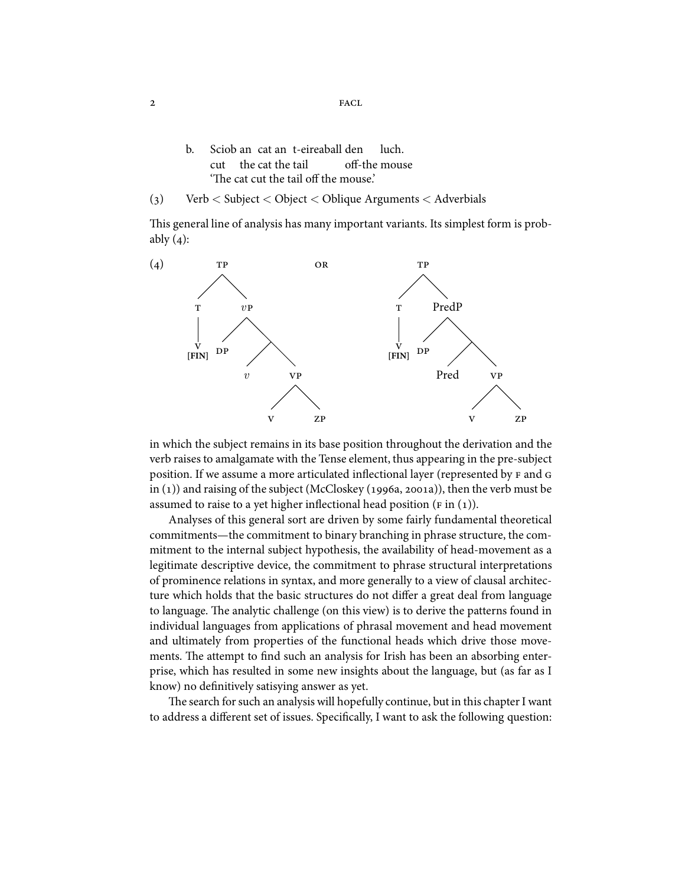b. Sciob an cat an t-eireaball den luch.
   cut the cat the tail off-the mouse
   'The cat cut the tail off the mouse.'

(3) Verb < Subject < Object < Oblique Arguments < Adverbials

This general line of analysis has many important variants. Its simplest form is probably (4):

(4)

```
        TP                              OR              TP
       /  \                                            /  \
      T    vP                                         T    PredP
      |   /  \                                        |   /    \
      V  DP   \                                       V  DP     \
   [FIN]     /  \                                  [FIN]       /  \
            v    VP                                         Pred   VP
                /  \                                              /  \
               V    ZP                                           V    ZP
```

in which the subject remains in its base position throughout the derivation and the verb raises to amalgamate with the Tense element, thus appearing in the pre-subject position. If we assume a more articulated inflectional layer (represented by F and G in (1)) and raising of the subject (McCloskey (1996a, 2001a)), then the verb must be assumed to raise to a yet higher inflectional head position (F in (1)).

Analyses of this general sort are driven by some fairly fundamental theoretical commitments—the commitment to binary branching in phrase structure, the commitment to the internal subject hypothesis, the availability of head-movement as a legitimate descriptive device, the commitment to phrase structural interpretations of prominence relations in syntax, and more generally to a view of clausal architecture which holds that the basic structures do not differ a great deal from language to language. The analytic challenge (on this view) is to derive the patterns found in individual languages from applications of phrasal movement and head movement and ultimately from properties of the functional heads which drive those movements. The attempt to find such an analysis for Irish has been an absorbing enterprise, which has resulted in some new insights about the language, but (as far as I know) no definitively satisying answer as yet.

The search for such an analysis will hopefully continue, but in this chapter I want to address a different set of issues. Specifically, I want to ask the following question: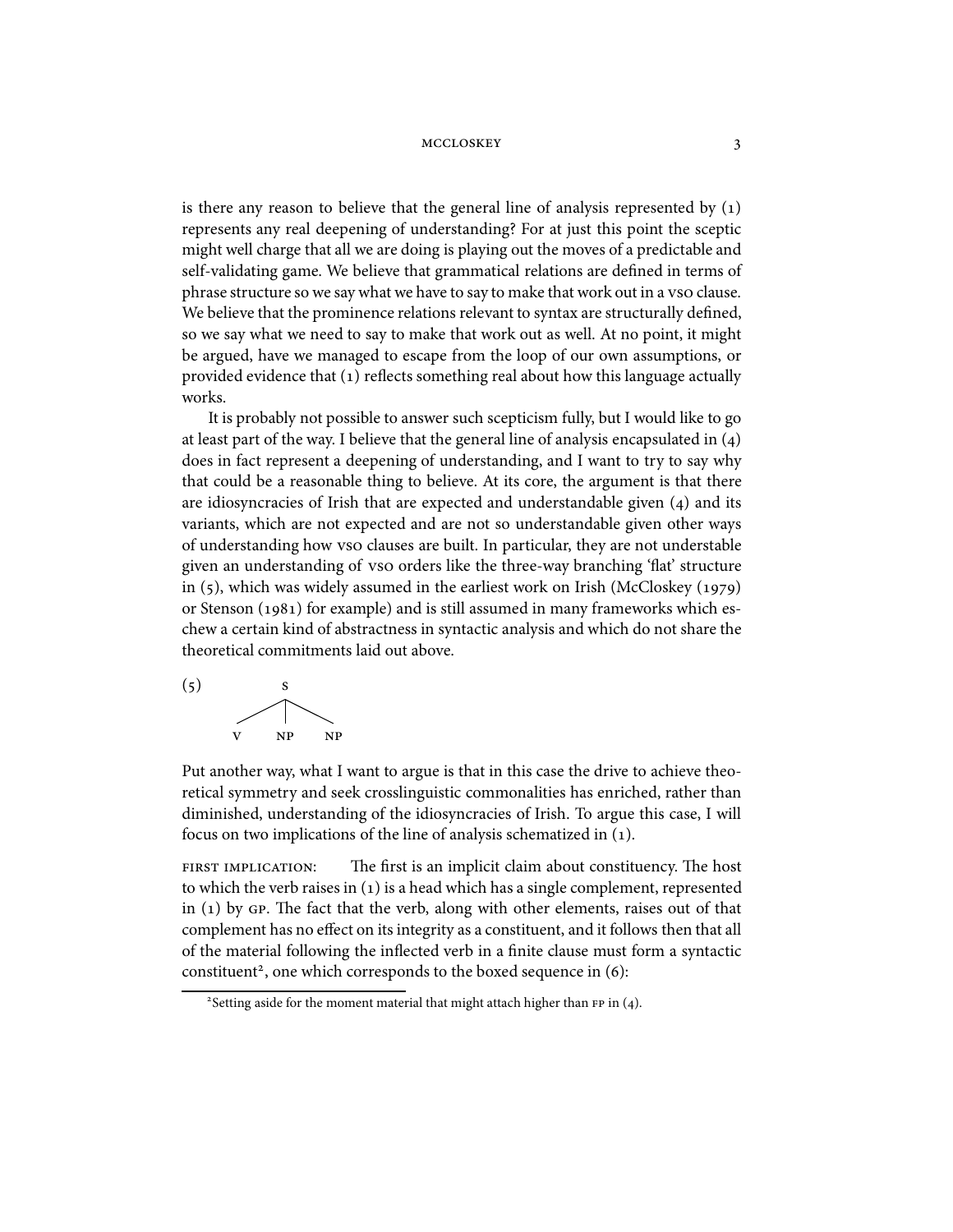is there any reason to believe that the general line of analysis represented by (1) represents any real deepening of understanding? For at just this point the sceptic might well charge that all we are doing is playing out the moves of a predictable and self-validating game. We believe that grammatical relations are defined in terms of phrase structure so we say what we have to say to make that work out in a VSO clause. We believe that the prominence relations relevant to syntax are structurally defined, so we say what we need to say to make that work out as well. At no point, it might be argued, have we managed to escape from the loop of our own assumptions, or provided evidence that (1) reflects something real about how this language actually works.

It is probably not possible to answer such scepticism fully, but I would like to go at least part of the way. I believe that the general line of analysis encapsulated in (4) does in fact represent a deepening of understanding, and I want to try to say why that could be a reasonable thing to believe. At its core, the argument is that there are idiosyncracies of Irish that are expected and understandable given (4) and its variants, which are not expected and are not so understandable given other ways of understanding how VSO clauses are built. In particular, they are not understable given an understanding of VSO orders like the three-way branching 'flat' structure in (5), which was widely assumed in the earliest work on Irish (McCloskey (1979) or Stenson (1981) for example) and is still assumed in many frameworks which eschew a certain kind of abstractness in syntactic analysis and which do not share the theoretical commitments laid out above.

(5)
```
        S
      / | \
     V  NP  NP
```

Put another way, what I want to argue is that in this case the drive to achieve theoretical symmetry and seek crosslinguistic commonalities has enriched, rather than diminished, understanding of the idiosyncracies of Irish. To argue this case, I will focus on two implications of the line of analysis schematized in (1).

FIRST IMPLICATION: The first is an implicit claim about constituency. The host to which the verb raises in (1) is a head which has a single complement, represented in (1) by GP. The fact that the verb, along with other elements, raises out of that complement has no effect on its integrity as a constituent, and it follows then that all of the material following the inflected verb in a finite clause must form a syntactic constituent[2], one which corresponds to the boxed sequence in (6):

[2] Setting aside for the moment material that might attach higher than FP in (4).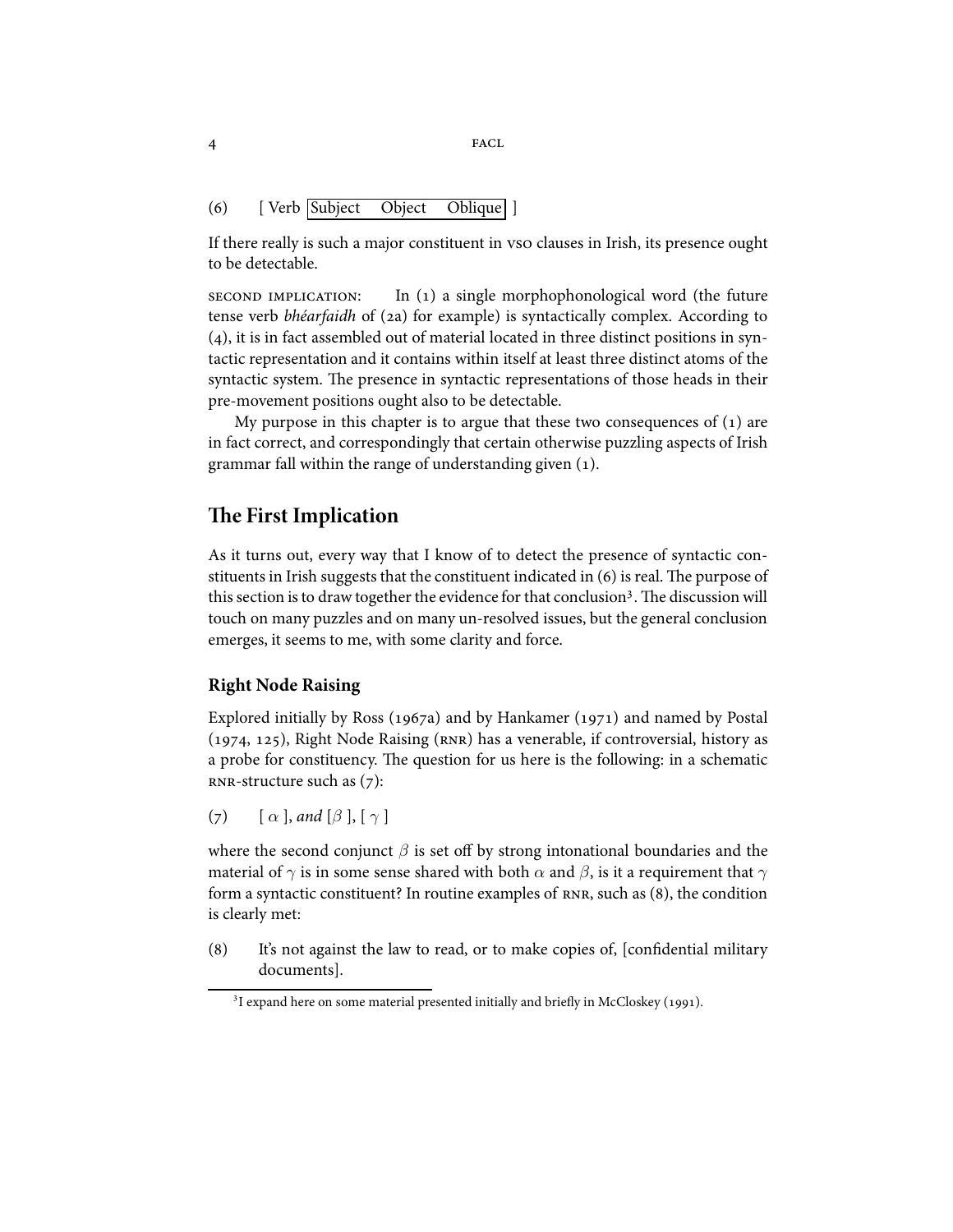(6) [ Verb [Subject Object Oblique] ]

If there really is such a major constituent in VSO clauses in Irish, its presence ought to be detectable.

SECOND IMPLICATION: In (1) a single morphophonological word (the future tense verb *bhéarfaidh* of (2a) for example) is syntactically complex. According to (4), it is in fact assembled out of material located in three distinct positions in syntactic representation and it contains within itself at least three distinct atoms of the syntactic system. The presence in syntactic representations of those heads in their pre-movement positions ought also to be detectable.

My purpose in this chapter is to argue that these two consequences of (1) are in fact correct, and correspondingly that certain otherwise puzzling aspects of Irish grammar fall within the range of understanding given (1).

## The First Implication

As it turns out, every way that I know of to detect the presence of syntactic constituents in Irish suggests that the constituent indicated in (6) is real. The purpose of this section is to draw together the evidence for that conclusion[3]. The discussion will touch on many puzzles and on many un-resolved issues, but the general conclusion emerges, it seems to me, with some clarity and force.

### Right Node Raising

Explored initially by Ross (1967a) and by Hankamer (1971) and named by Postal (1974, 125), Right Node Raising (RNR) has a venerable, if controversial, history as a probe for constituency. The question for us here is the following: in a schematic RNR-structure such as (7):

(7) [ $\alpha$ ], *and* [$\beta$ ], [ $\gamma$ ]

where the second conjunct $\beta$ is set off by strong intonational boundaries and the material of $\gamma$ is in some sense shared with both $\alpha$ and $\beta$, is it a requirement that $\gamma$ form a syntactic constituent? In routine examples of RNR, such as (8), the condition is clearly met:

(8) It's not against the law to read, or to make copies of, [confidential military documents].

[3] I expand here on some material presented initially and briefly in McCloskey (1991).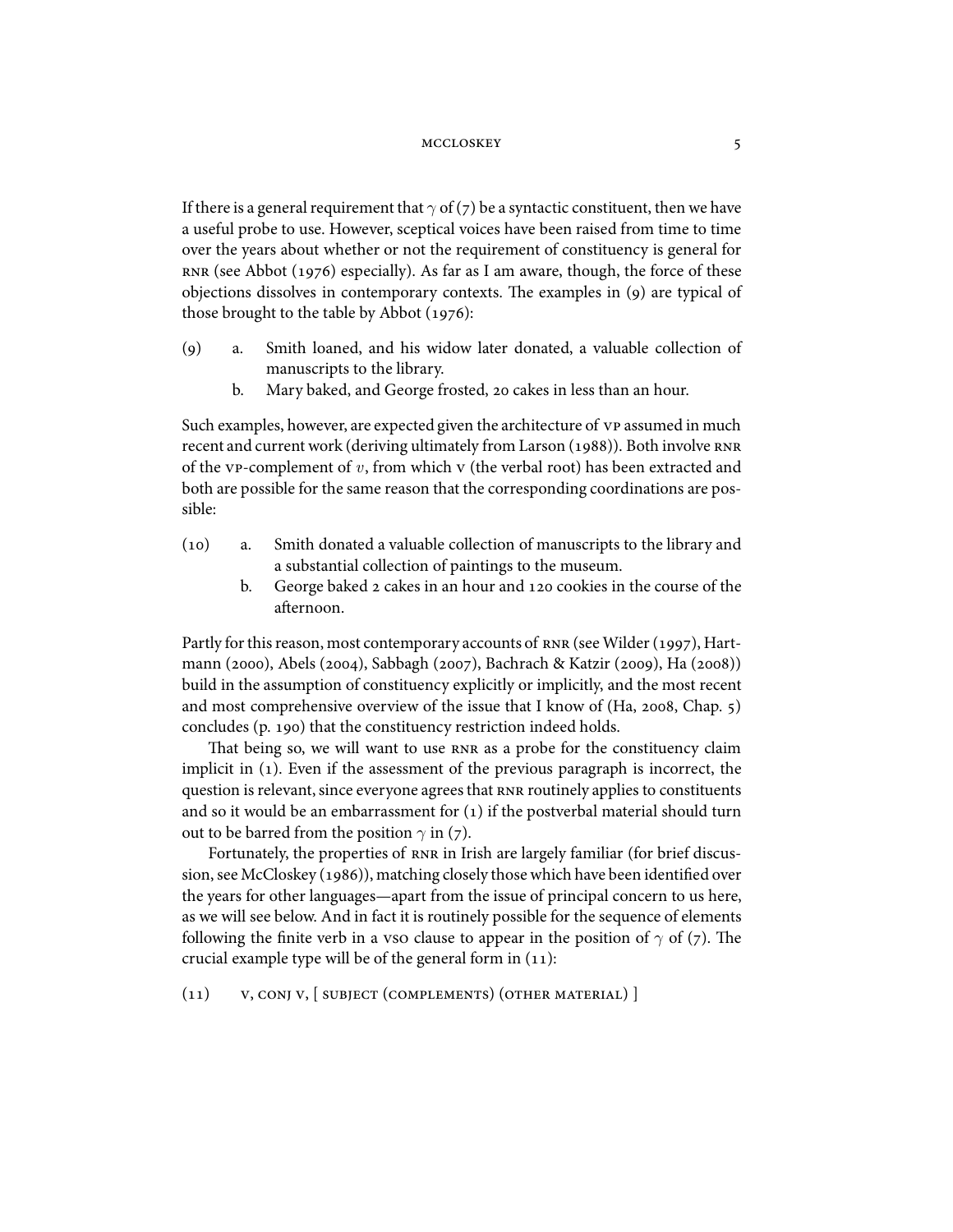If there is a general requirement that $\gamma$ of (7) be a syntactic constituent, then we have a useful probe to use. However, sceptical voices have been raised from time to time over the years about whether or not the requirement of constituency is general for RNR (see Abbot (1976) especially). As far as I am aware, though, the force of these objections dissolves in contemporary contexts. The examples in (9) are typical of those brought to the table by Abbot (1976):

(9) a. Smith loaned, and his widow later donated, a valuable collection of manuscripts to the library.
&nbsp;&nbsp;&nbsp;&nbsp;b. Mary baked, and George frosted, 20 cakes in less than an hour.

Such examples, however, are expected given the architecture of VP assumed in much recent and current work (deriving ultimately from Larson (1988)). Both involve RNR of the VP-complement of $v$, from which V (the verbal root) has been extracted and both are possible for the same reason that the corresponding coordinations are possible:

(10) a. Smith donated a valuable collection of manuscripts to the library and a substantial collection of paintings to the museum.
&nbsp;&nbsp;&nbsp;&nbsp;b. George baked 2 cakes in an hour and 120 cookies in the course of the afternoon.

Partly for this reason, most contemporary accounts of RNR (see Wilder (1997), Hartmann (2000), Abels (2004), Sabbagh (2007), Bachrach & Katzir (2009), Ha (2008)) build in the assumption of constituency explicitly or implicitly, and the most recent and most comprehensive overview of the issue that I know of (Ha, 2008, Chap. 5) concludes (p. 190) that the constituency restriction indeed holds.

That being so, we will want to use RNR as a probe for the constituency claim implicit in (1). Even if the assessment of the previous paragraph is incorrect, the question is relevant, since everyone agrees that RNR routinely applies to constituents and so it would be an embarrassment for (1) if the postverbal material should turn out to be barred from the position $\gamma$ in (7).

Fortunately, the properties of RNR in Irish are largely familiar (for brief discussion, see McCloskey (1986)), matching closely those which have been identified over the years for other languages—apart from the issue of principal concern to us here, as we will see below. And in fact it is routinely possible for the sequence of elements following the finite verb in a VSO clause to appear in the position of $\gamma$ of (7). The crucial example type will be of the general form in (11):

(11) V, CONJ V, [ SUBJECT (COMPLEMENTS) (OTHER MATERIAL) ]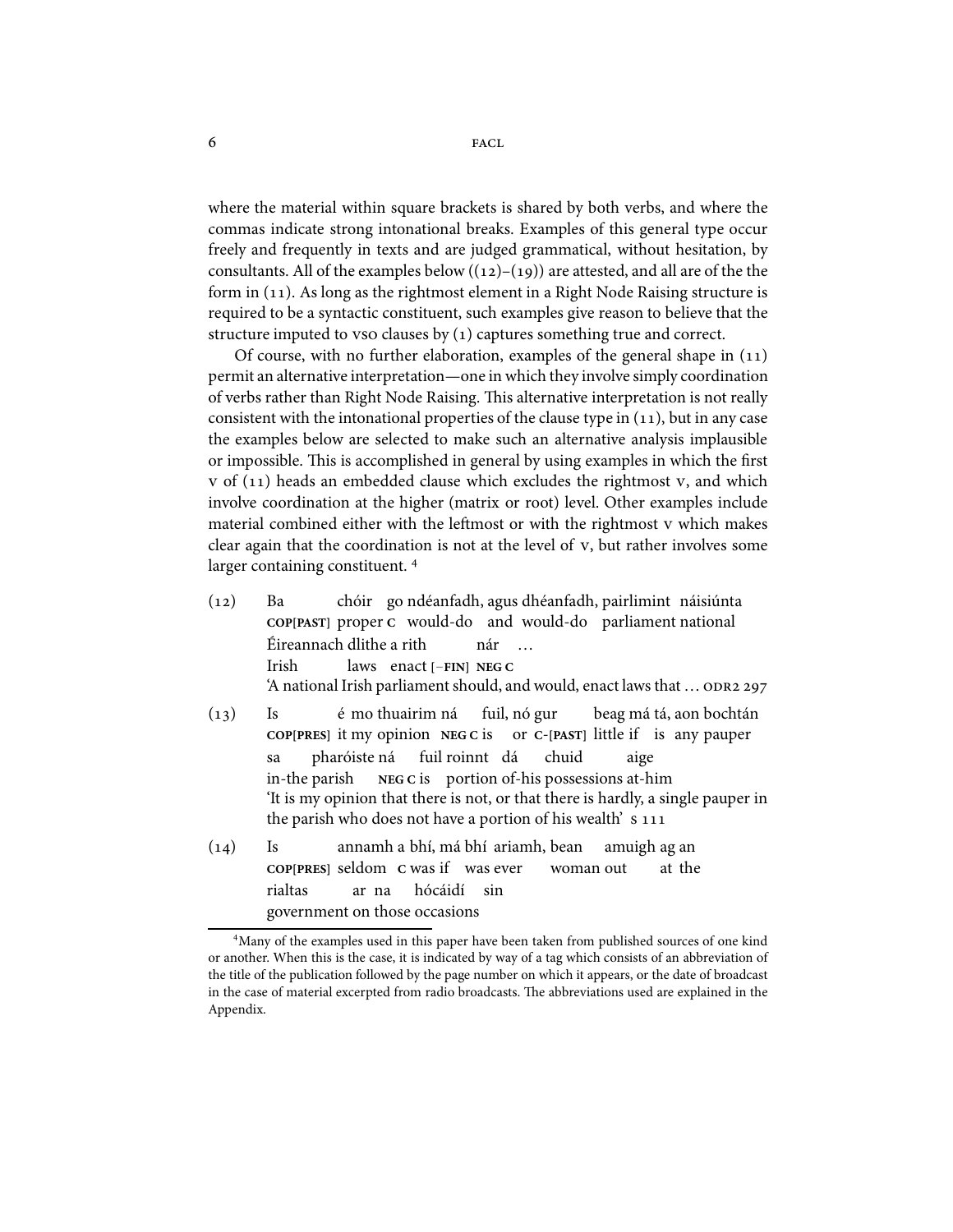where the material within square brackets is shared by both verbs, and where the commas indicate strong intonational breaks. Examples of this general type occur freely and frequently in texts and are judged grammatical, without hesitation, by consultants. All of the examples below ((12)–(19)) are attested, and all are of the the form in (11). As long as the rightmost element in a Right Node Raising structure is required to be a syntactic constituent, such examples give reason to believe that the structure imputed to VSO clauses by (1) captures something true and correct.

Of course, with no further elaboration, examples of the general shape in (11) permit an alternative interpretation—one in which they involve simply coordination of verbs rather than Right Node Raising. This alternative interpretation is not really consistent with the intonational properties of the clause type in (11), but in any case the examples below are selected to make such an alternative analysis implausible or impossible. This is accomplished in general by using examples in which the first V of (11) heads an embedded clause which excludes the rightmost V, and which involve coordination at the higher (matrix or root) level. Other examples include material combined either with the leftmost or with the rightmost V which makes clear again that the coordination is not at the level of V, but rather involves some larger containing constituent. [4]

(12) Ba chóir go ndéanfadh, agus dhéanfadh, pairlimint náisiúnta
COP[PAST] proper C would-do and would-do parliament national
Éireannach dlithe a rith nár …
Irish laws enact [−FIN] NEG C
'A national Irish parliament should, and would, enact laws that … ODR2 297

(13) Is é mo thuairim ná fuil, nó gur beag má tá, aon bochtán
COP[PRES] it my opinion NEG C is or C-[PAST] little if is any pauper
sa pharóiste ná fuil roinnt dá chuid aige
in-the parish NEG C is portion of-his possessions at-him
'It is my opinion that there is not, or that there is hardly, a single pauper in the parish who does not have a portion of his wealth' S 111

(14) Is annamh a bhí, má bhí ariamh, bean amuigh ag an
COP[PRES] seldom C was if was ever woman out at the
rialtas ar na hócáidí sin
government on those occasions

---

[4] Many of the examples used in this paper have been taken from published sources of one kind or another. When this is the case, it is indicated by way of a tag which consists of an abbreviation of the title of the publication followed by the page number on which it appears, or the date of broadcast in the case of material excerpted from radio broadcasts. The abbreviations used are explained in the Appendix.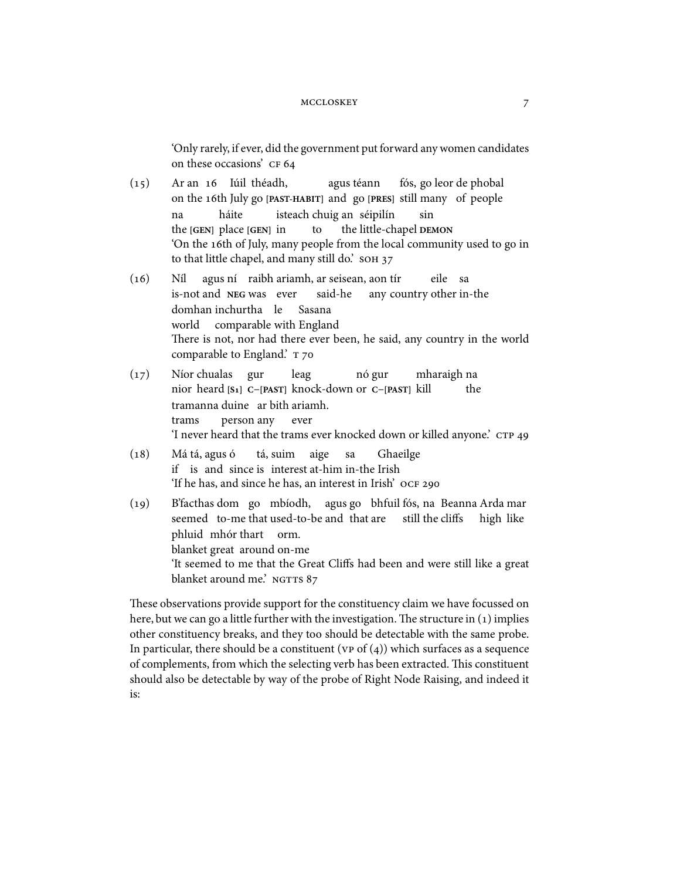'Only rarely, if ever, did the government put forward any women candidates on these occasions' CF 64

(15) Ar an 16 Iúil théadh, agus téann fós, go leor de phobal
on the 16th July go [PAST-HABIT] and go [PRES] still many of people
na háite isteach chuig an séipilín sin
the [GEN] place [GEN] in to the little-chapel DEMON
'On the 16th of July, many people from the local community used to go in to that little chapel, and many still do.' SOH 37

(16) Níl agus ní raibh ariamh, ar seisean, aon tír eile sa
is-not and NEG was ever said-he any country other in-the
domhan inchurtha le Sasana
world comparable with England
There is not, nor had there ever been, he said, any country in the world comparable to England.' T 70

(17) Níor chualas gur leag nó gur mharaigh na
nior heard [S1] C–[PAST] knock-down or C–[PAST] kill the
tramanna duine ar bith ariamh.
trams person any ever
'I never heard that the trams ever knocked down or killed anyone.' CTP 49

(18) Má tá, agus ó tá, suim aige sa Ghaeilge
if is and since is interest at-him in-the Irish
'If he has, and since he has, an interest in Irish' OCF 290

(19) B'facthas dom go mbíodh, agus go bhfuil fós, na Beanna Arda mar
seemed to-me that used-to-be and that are still the cliffs high like
phluid mhór thart orm.
blanket great around on-me
'It seemed to me that the Great Cliffs had been and were still like a great blanket around me.' NGTTS 87

These observations provide support for the constituency claim we have focussed on here, but we can go a little further with the investigation. The structure in (1) implies other constituency breaks, and they too should be detectable with the same probe. In particular, there should be a constituent (VP of (4)) which surfaces as a sequence of complements, from which the selecting verb has been extracted. This constituent should also be detectable by way of the probe of Right Node Raising, and indeed it is: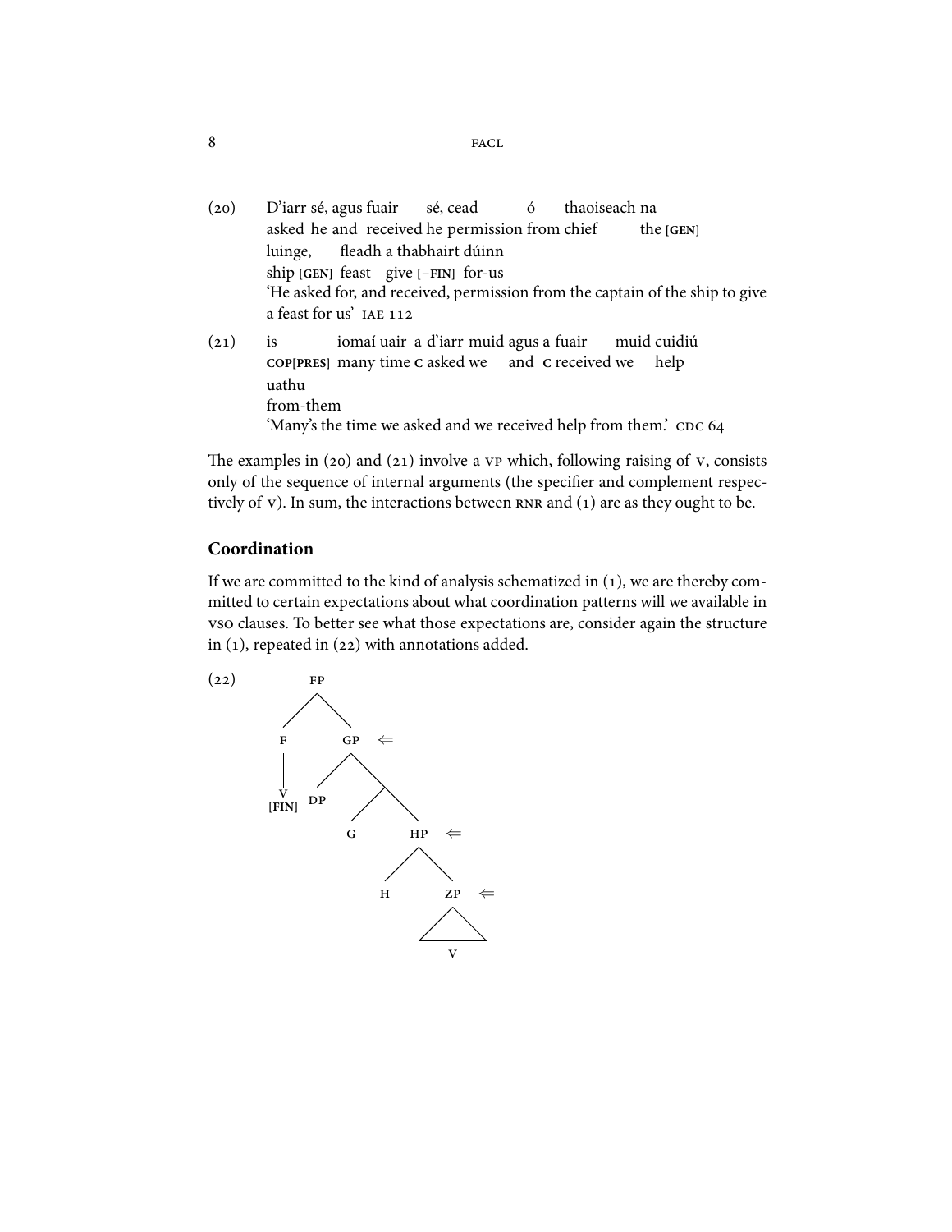(20) D'iarr sé, agus fuair sé, cead ó thaoiseach na
asked he and received he permission from chief the [GEN]
luinge, fleadh a thabhairt dúinn
ship [GEN] feast give [−FIN] for-us
'He asked for, and received, permission from the captain of the ship to give a feast for us' IAE 112

(21) is iomaí uair a d'iarr muid agus a fuair muid cuidiú
COP[PRES] many time C asked we and C received we help
uathu
from-them
'Many's the time we asked and we received help from them.' CDC 64

The examples in (20) and (21) involve a VP which, following raising of V, consists only of the sequence of internal arguments (the specifier and complement respectively of V). In sum, the interactions between RNR and (1) are as they ought to be.

### Coordination

If we are committed to the kind of analysis schematized in (1), we are thereby committed to certain expectations about what coordination patterns will we available in VSO clauses. To better see what those expectations are, consider again the structure in (1), repeated in (22) with annotations added.

(22)

```
FP
├── F
│   └── V [FIN]
└── GP ⇐
    ├── DP
    └── G'
        ├── G
        └── HP ⇐
            ├── H
            └── ZP ⇐
                 └── △ V
```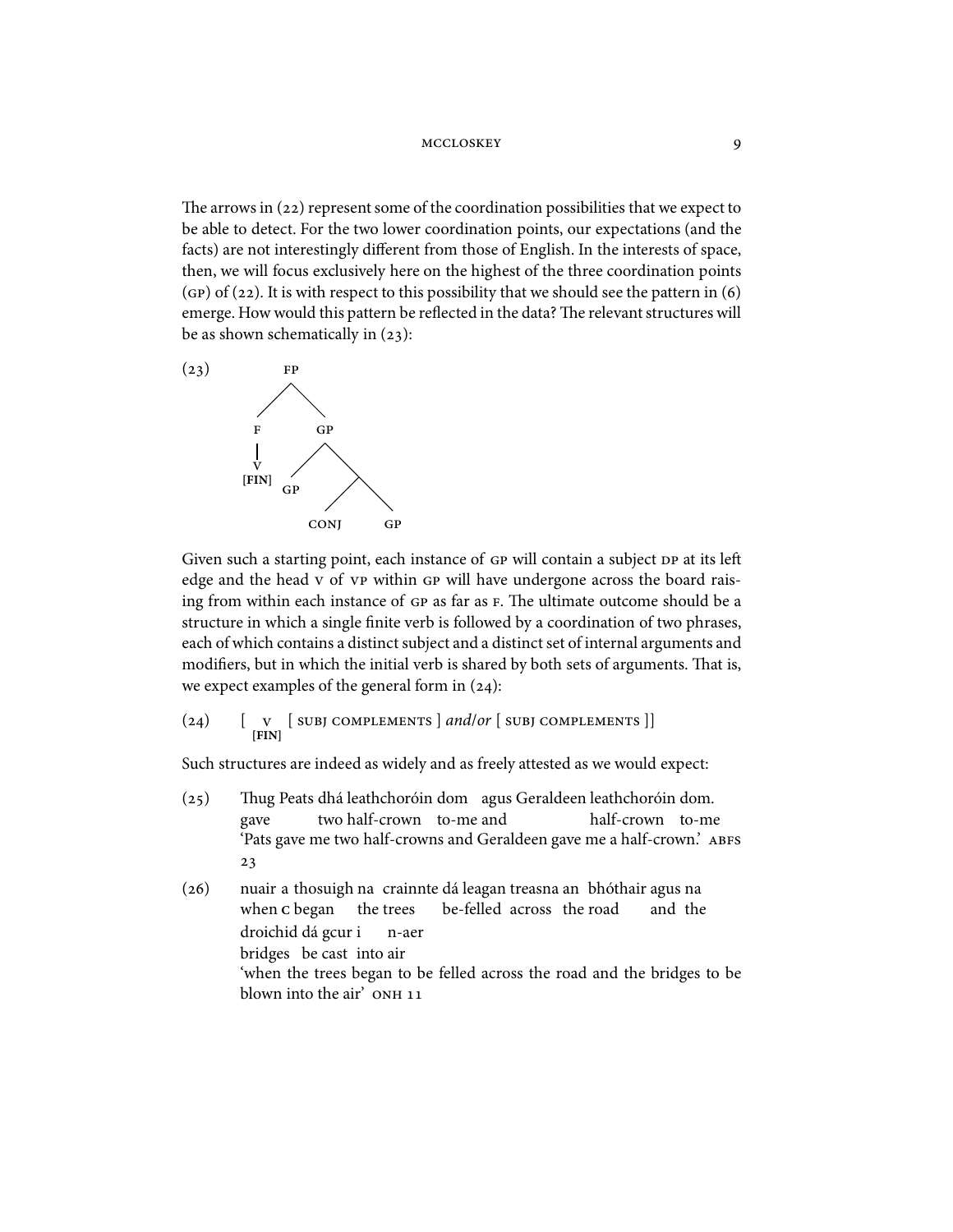The arrows in (22) represent some of the coordination possibilities that we expect to be able to detect. For the two lower coordination points, our expectations (and the facts) are not interestingly different from those of English. In the interests of space, then, we will focus exclusively here on the highest of the three coordination points (GP) of (22). It is with respect to this possibility that we should see the pattern in (6) emerge. How would this pattern be reflected in the data? The relevant structures will be as shown schematically in (23):

(23)

```
        FP
       /  \
      F    GP
      |   /  \
      V  GP   \
   [FIN]     / \
          CONJ  GP
```

Given such a starting point, each instance of GP will contain a subject DP at its left edge and the head V of VP within GP will have undergone across the board raising from within each instance of GP as far as F. The ultimate outcome should be a structure in which a single finite verb is followed by a coordination of two phrases, each of which contains a distinct subject and a distinct set of internal arguments and modifiers, but in which the initial verb is shared by both sets of arguments. That is, we expect examples of the general form in (24):

(24) [ $\underset{\textbf{[FIN]}}{\text{V}}$ [ SUBJ COMPLEMENTS ] *and/or* [ SUBJ COMPLEMENTS ]]

Such structures are indeed as widely and as freely attested as we would expect:

(25) Thug Peats dhá leathchoróin dom agus Geraldeen leathchoróin dom.
gave two half-crown to-me and half-crown to-me
'Pats gave me two half-crowns and Geraldeen gave me a half-crown.' ABFS 23

(26) nuair a thosuigh na crainnte dá leagan treasna an bhóthair agus na droichid dá gcur i n-aer
when C began the trees be-felled across the road and the bridges be cast into air
'when the trees began to be felled across the road and the bridges to be blown into the air' ONH 11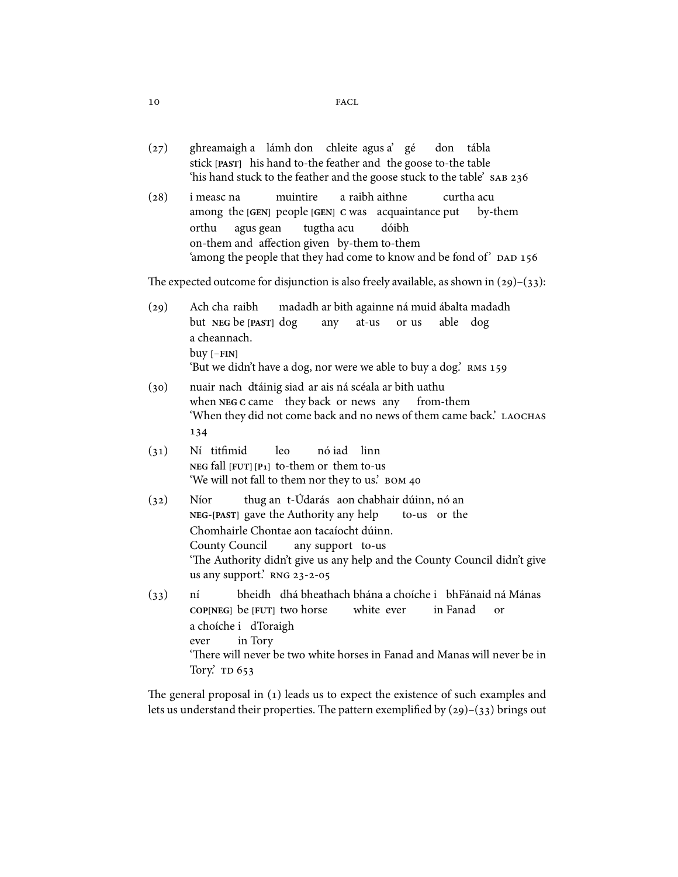(27) ghreamaigh a lámh don chleite agus a' gé don tábla
stick **[PAST]** his hand to-the feather and the goose to-the table
'his hand stuck to the feather and the goose stuck to the table' SAB 236

(28) i measc na muintire a raibh aithne curtha acu
among the **[GEN]** people **[GEN]** **C** was acquaintance put by-them
orthu agus gean tugtha acu dóibh
on-them and affection given by-them to-them
'among the people that they had come to know and be fond of' DAD 156

The expected outcome for disjunction is also freely available, as shown in (29)–(33):

(29) Ach cha raibh madadh ar bith againne ná muid ábalta madadh
but **NEG** be **[PAST]** dog any at-us or us able dog
a cheannach.
buy **[−FIN]**
'But we didn't have a dog, nor were we able to buy a dog.' RMS 159

(30) nuair nach dtáinig siad ar ais ná scéala ar bith uathu
when **NEG C** came they back or news any from-them
'When they did not come back and no news of them came back.' LAOCHAS 134

(31) Ní titfimid leo nó iad linn
**NEG** fall **[FUT]** **[P1]** to-them or them to-us
'We will not fall to them nor they to us.' BOM 40

(32) Níor thug an t-Údarás aon chabhair dúinn, nó an
**NEG**-**[PAST]** gave the Authority any help to-us or the
Chomhairle Chontae aon tacaíocht dúinn.
County Council any support to-us
'The Authority didn't give us any help and the County Council didn't give us any support.' RNG 23-2-05

(33) ní bheidh dhá bheathach bhána a choíche i bhFánaid ná Mánas
**COP[NEG]** be **[FUT]** two horse white ever in Fanad or
a choíche i dToraigh
ever in Tory
'There will never be two white horses in Fanad and Manas will never be in Tory.' TD 653

The general proposal in (1) leads us to expect the existence of such examples and lets us understand their properties. The pattern exemplified by (29)–(33) brings out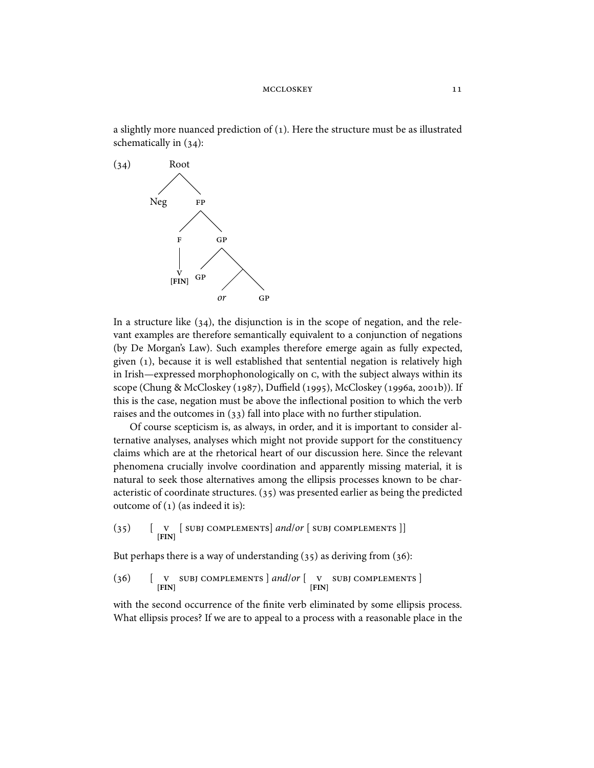a slightly more nuanced prediction of (1). Here the structure must be as illustrated schematically in (34):

```
(34)          Root
             /    \
          Neg      FP
                  /   \
                 F     GP
                 |    /   \
                 V   GP    
               [FIN]      /  \
                        or    GP
```

In a structure like (34), the disjunction is in the scope of negation, and the relevant examples are therefore semantically equivalent to a conjunction of negations (by De Morgan's Law). Such examples therefore emerge again as fully expected, given (1), because it is well established that sentential negation is relatively high in Irish—expressed morphophonologically on C, with the subject always within its scope (Chung & McCloskey (1987), Duffield (1995), McCloskey (1996a, 2001b)). If this is the case, negation must be above the inflectional position to which the verb raises and the outcomes in (33) fall into place with no further stipulation.

Of course scepticism is, as always, in order, and it is important to consider alternative analyses, analyses which might not provide support for the constituency claims which are at the rhetorical heart of our discussion here. Since the relevant phenomena crucially involve coordination and apparently missing material, it is natural to seek those alternatives among the ellipsis processes known to be characteristic of coordinate structures. (35) was presented earlier as being the predicted outcome of (1) (as indeed it is):

(35) [ V~[FIN]~ [ SUBJ COMPLEMENTS] *and/or* [ SUBJ COMPLEMENTS ]]

But perhaps there is a way of understanding (35) as deriving from (36):

(36) [ V~[FIN]~ SUBJ COMPLEMENTS ] *and/or* [ V~[FIN]~ SUBJ COMPLEMENTS ]

with the second occurrence of the finite verb eliminated by some ellipsis process. What ellipsis proces? If we are to appeal to a process with a reasonable place in the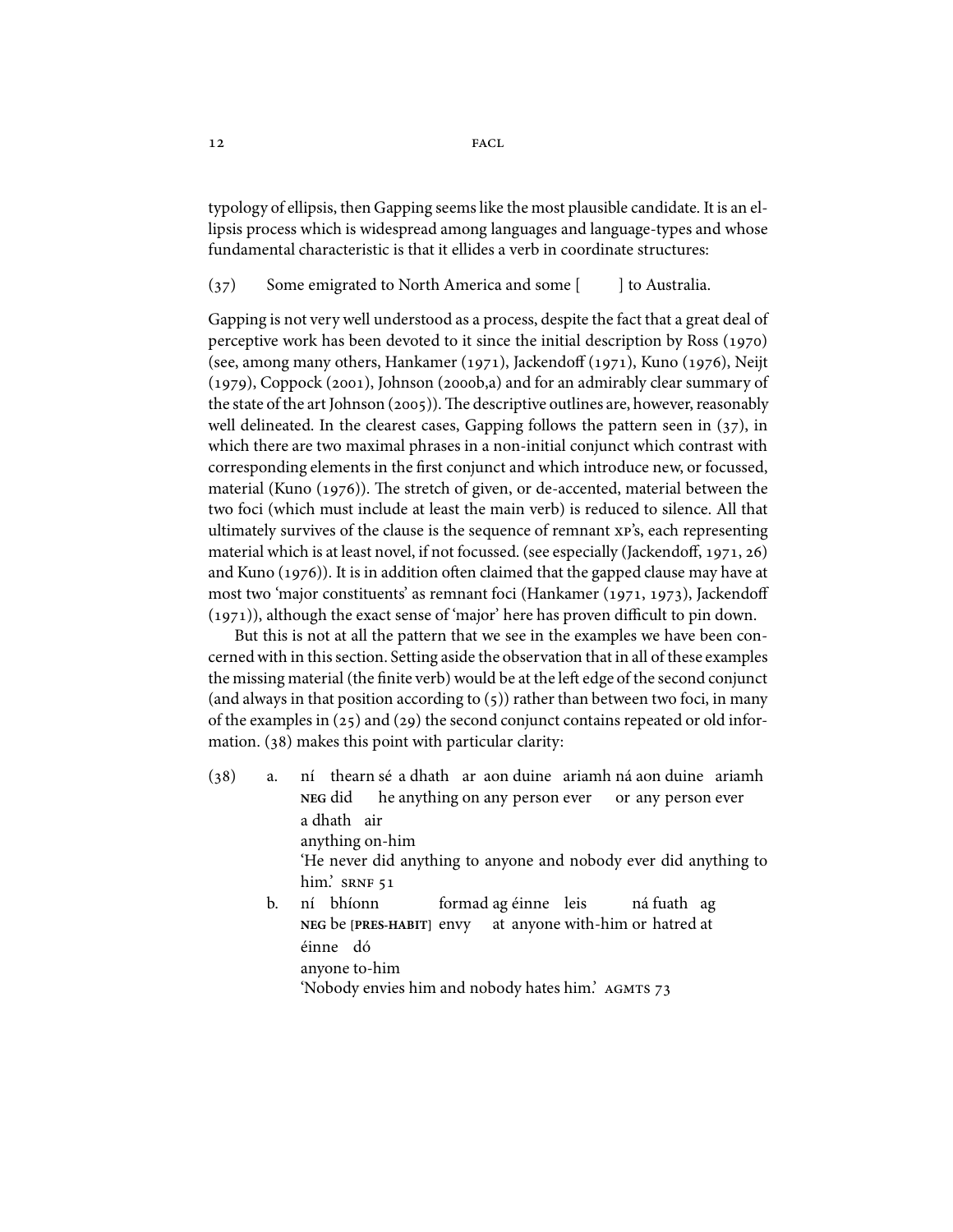typology of ellipsis, then Gapping seems like the most plausible candidate. It is an ellipsis process which is widespread among languages and language-types and whose fundamental characteristic is that it ellides a verb in coordinate structures:

(37) Some emigrated to North America and some [ ] to Australia.

Gapping is not very well understood as a process, despite the fact that a great deal of perceptive work has been devoted to it since the initial description by Ross (1970) (see, among many others, Hankamer (1971), Jackendoff (1971), Kuno (1976), Neijt (1979), Coppock (2001), Johnson (2000b,a) and for an admirably clear summary of the state of the art Johnson (2005)). The descriptive outlines are, however, reasonably well delineated. In the clearest cases, Gapping follows the pattern seen in (37), in which there are two maximal phrases in a non-initial conjunct which contrast with corresponding elements in the first conjunct and which introduce new, or focussed, material (Kuno (1976)). The stretch of given, or de-accented, material between the two foci (which must include at least the main verb) is reduced to silence. All that ultimately survives of the clause is the sequence of remnant XP's, each representing material which is at least novel, if not focussed. (see especially (Jackendoff, 1971, 26) and Kuno (1976)). It is in addition often claimed that the gapped clause may have at most two 'major constituents' as remnant foci (Hankamer (1971, 1973), Jackendoff (1971)), although the exact sense of 'major' here has proven difficult to pin down.

But this is not at all the pattern that we see in the examples we have been concerned with in this section. Setting aside the observation that in all of these examples the missing material (the finite verb) would be at the left edge of the second conjunct (and always in that position according to (5)) rather than between two foci, in many of the examples in (25) and (29) the second conjunct contains repeated or old information. (38) makes this point with particular clarity:

(38) a. ní thearn sé a dhath ar aon duine ariamh ná aon duine ariamh a dhath air
   **NEG** did he anything on any person ever or any person ever anything on-him
   'He never did anything to anyone and nobody ever did anything to him.' SRNF 51

b. ní bhíonn formad ag éinne leis ná fuath ag éinne dó
   **NEG** be [**PRES-HABIT**] envy at anyone with-him or hatred at anyone to-him
   'Nobody envies him and nobody hates him.' AGMTS 73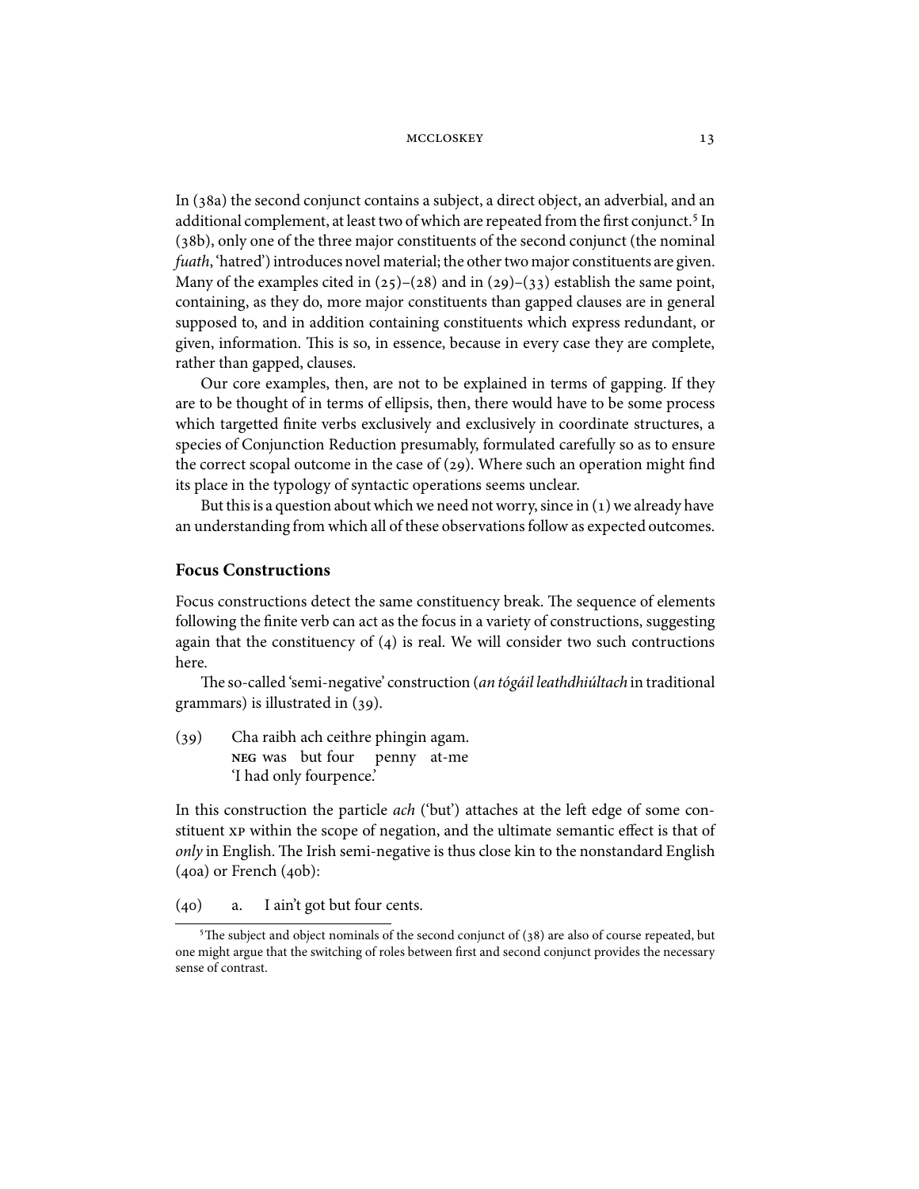In (38a) the second conjunct contains a subject, a direct object, an adverbial, and an additional complement, at least two of which are repeated from the first conjunct.[5] In (38b), only one of the three major constituents of the second conjunct (the nominal *fuath*, 'hatred') introduces novel material; the other two major constituents are given. Many of the examples cited in (25)–(28) and in (29)–(33) establish the same point, containing, as they do, more major constituents than gapped clauses are in general supposed to, and in addition containing constituents which express redundant, or given, information. This is so, in essence, because in every case they are complete, rather than gapped, clauses.

Our core examples, then, are not to be explained in terms of gapping. If they are to be thought of in terms of ellipsis, then, there would have to be some process which targetted finite verbs exclusively and exclusively in coordinate structures, a species of Conjunction Reduction presumably, formulated carefully so as to ensure the correct scopal outcome in the case of (29). Where such an operation might find its place in the typology of syntactic operations seems unclear.

But this is a question about which we need not worry, since in (1) we already have an understanding from which all of these observations follow as expected outcomes.

## Focus Constructions

Focus constructions detect the same constituency break. The sequence of elements following the finite verb can act as the focus in a variety of constructions, suggesting again that the constituency of (4) is real. We will consider two such contructions here.

The so-called 'semi-negative' construction (*an tógáil leathdhiúltach* in traditional grammars) is illustrated in (39).

(39) Cha raibh ach ceithre phingin agam.
 NEG was but four penny at-me
 'I had only fourpence.'

In this construction the particle *ach* ('but') attaches at the left edge of some constituent XP within the scope of negation, and the ultimate semantic effect is that of *only* in English. The Irish semi-negative is thus close kin to the nonstandard English (40a) or French (40b):

(40) a. I ain't got but four cents.

[5] The subject and object nominals of the second conjunct of (38) are also of course repeated, but one might argue that the switching of roles between first and second conjunct provides the necessary sense of contrast.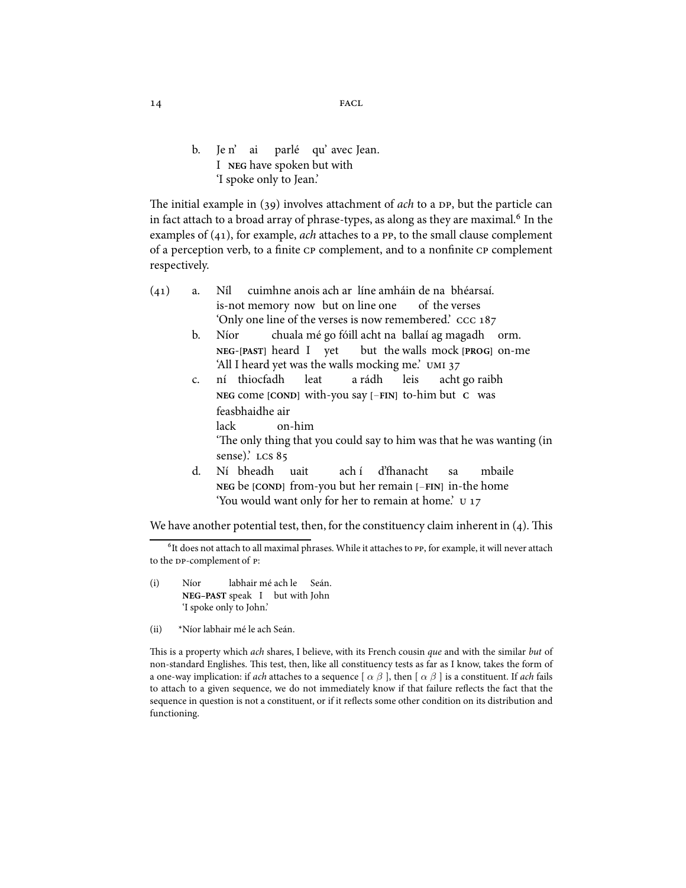b. Je n' ai parlé qu' avec Jean.
   I **NEG** have spoken but with
   'I spoke only to Jean.'

The initial example in (39) involves attachment of *ach* to a DP, but the particle can in fact attach to a broad array of phrase-types, as along as they are maximal.[6] In the examples of (41), for example, *ach* attaches to a PP, to the small clause complement of a perception verb, to a finite CP complement, and to a nonfinite CP complement respectively.

(41) a. Níl cuimhne anois ach ar líne amháin de na bhéarsaí.
   is-not memory now but on line one of the verses
   'Only one line of the verses is now remembered.' CCC 187

b. Níor chuala mé go fóill acht na ballaí ag magadh orm.
   **NEG-[PAST]** heard I yet but the walls mock **[PROG]** on-me
   'All I heard yet was the walls mocking me.' UMI 37

c. ní thiocfadh leat a rádh leis acht go raibh feasbhaidhe air
   **NEG** come **[COND]** with-you say **[–FIN]** to-him but **C** was lack on-him
   'The only thing that you could say to him was that he was wanting (in sense).' LCS 85

d. Ní bheadh uait ach í d'fhanacht sa mbaile
   **NEG** be **[COND]** from-you but her remain **[–FIN]** in-the home
   'You would want only for her to remain at home.' U 17

We have another potential test, then, for the constituency claim inherent in (4). This

---

[6] It does not attach to all maximal phrases. While it attaches to PP, for example, it will never attach to the DP-complement of P:

(i) Níor labhair mé ach le Seán.
   **NEG–PAST** speak I but with John
   'I spoke only to John.'

(ii) *Níor labhair mé le ach Seán.

This is a property which *ach* shares, I believe, with its French cousin *que* and with the similar *but* of non-standard Englishes. This test, then, like all constituency tests as far as I know, takes the form of a one-way implication: if *ach* attaches to a sequence [ $\alpha$ $\beta$ ], then [ $\alpha$ $\beta$ ] is a constituent. If *ach* fails to attach to a given sequence, we do not immediately know if that failure reflects the fact that the sequence in question is not a constituent, or if it reflects some other condition on its distribution and functioning.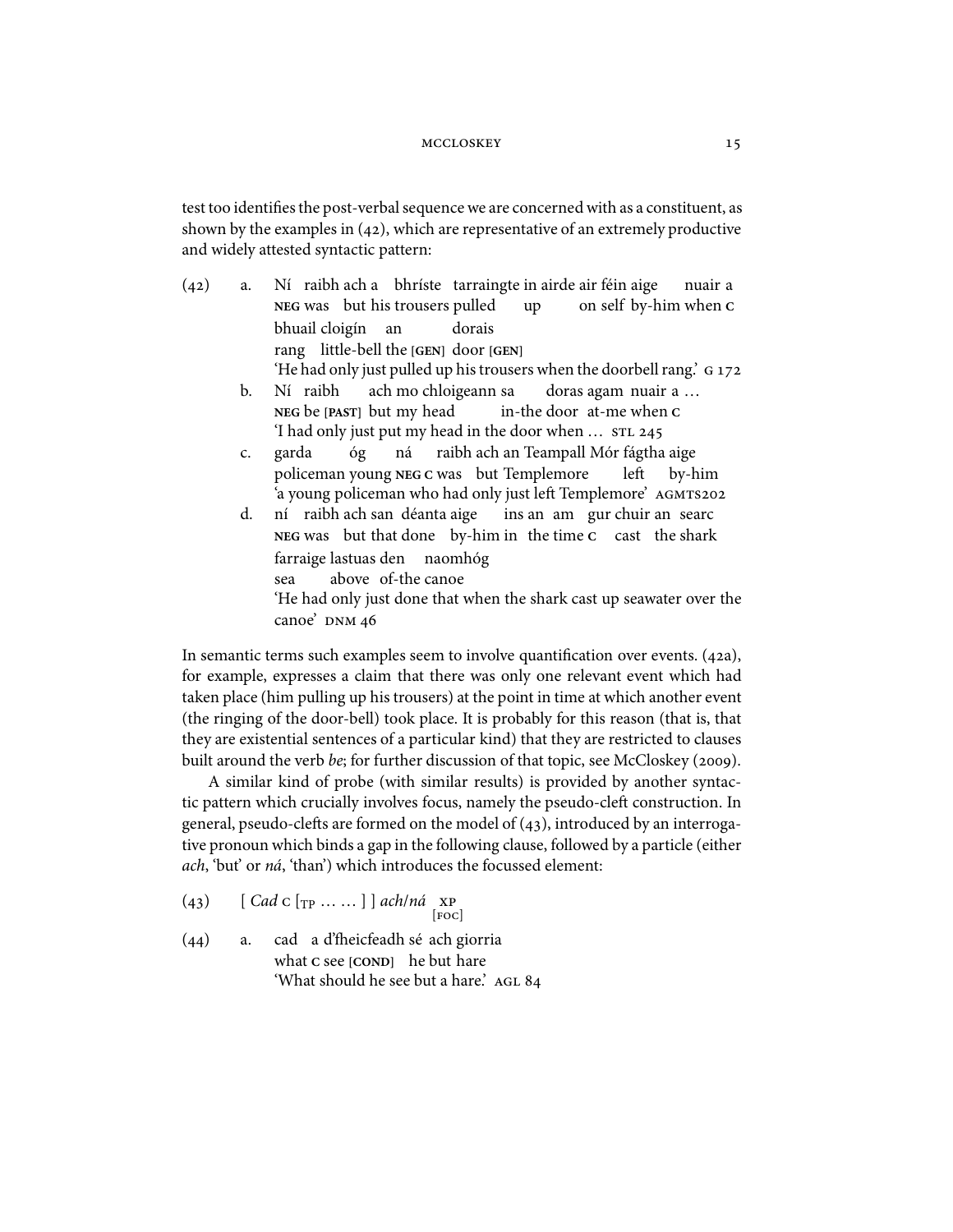test too identifies the post-verbal sequence we are concerned with as a constituent, as shown by the examples in (42), which are representative of an extremely productive and widely attested syntactic pattern:

(42)
a. Ní raibh ach a bhríste tarraingte in airde air féin aige nuair a bhuail cloigín an dorais
**NEG** was but his trousers pulled up on self by-him when **C** rang little-bell the **[GEN]** door **[GEN]**
'He had only just pulled up his trousers when the doorbell rang.' G 172

b. Ní raibh ach mo chloigeann sa doras agam nuair a …
**NEG** be **[PAST]** but my head in-the door at-me when **C**
'I had only just put my head in the door when … STL 245

c. garda óg ná raibh ach an Teampall Mór fágtha aige
policeman young **NEG C** was but Templemore left by-him
'a young policeman who had only just left Templemore' AGMTS202

d. ní raibh ach san déanta aige ins an am gur chuir an searc farraige lastuas den naomhóg
**NEG** was but that done by-him in the time **C** cast the shark sea above of-the canoe
'He had only just done that when the shark cast up seawater over the canoe' DNM 46

In semantic terms such examples seem to involve quantification over events. (42a), for example, expresses a claim that there was only one relevant event which had taken place (him pulling up his trousers) at the point in time at which another event (the ringing of the door-bell) took place. It is probably for this reason (that is, that they are existential sentences of a particular kind) that they are restricted to clauses built around the verb *be*; for further discussion of that topic, see McCloskey (2009).

A similar kind of probe (with similar results) is provided by another syntactic pattern which crucially involves focus, namely the pseudo-cleft construction. In general, pseudo-clefts are formed on the model of (43), introduced by an interrogative pronoun which binds a gap in the following clause, followed by a particle (either *ach*, 'but' or *ná*, 'than') which introduces the focussed element:

(43) [ *Cad* C [$_{\text{TP}}$ … … ] ] *ach*/*ná* $\underset{[\text{FOC}]}{\text{XP}}$

(44)
a. cad a d'fheicfeadh sé ach giorria
what **C** see **[COND]** he but hare
'What should he see but a hare.' AGL 84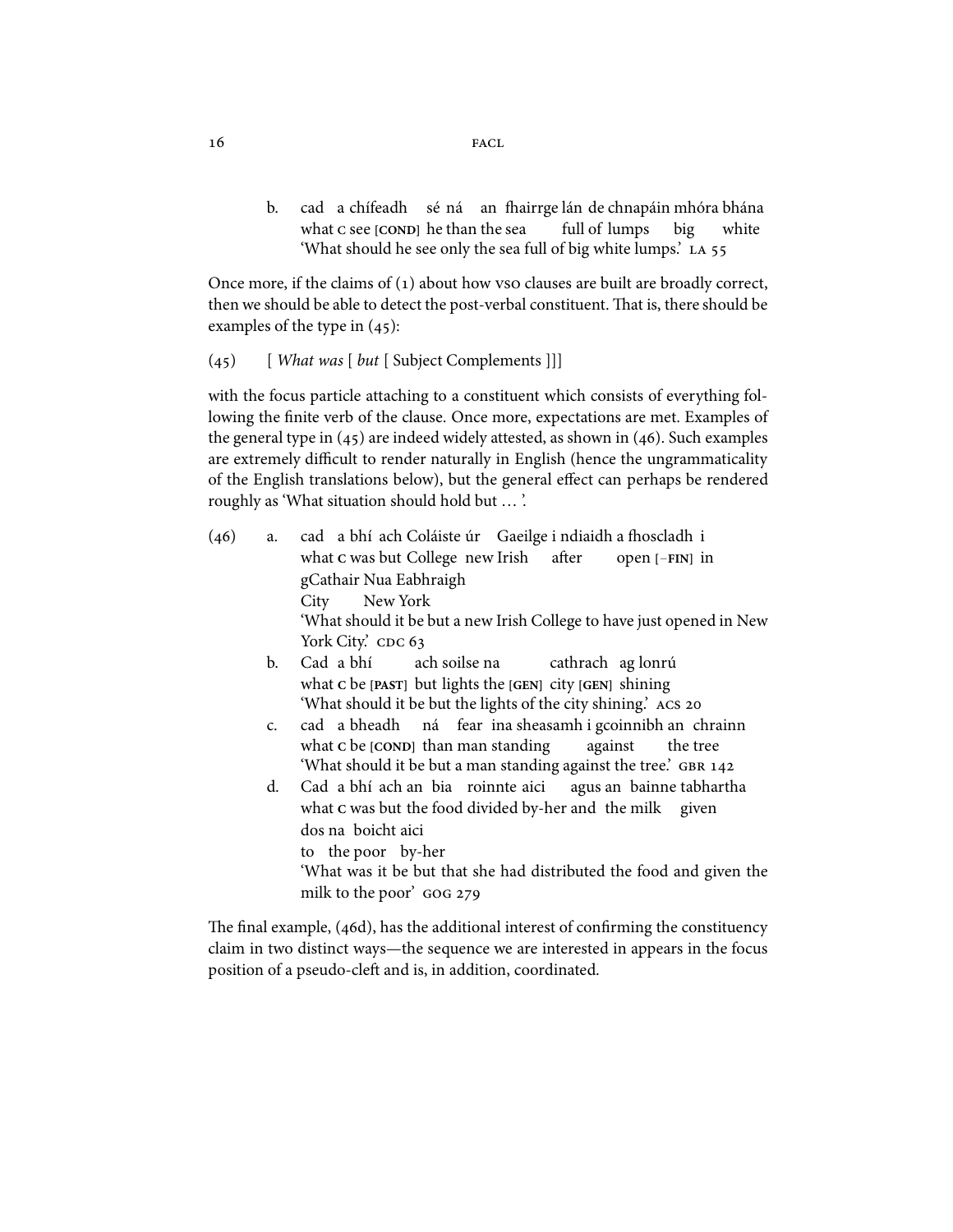b. cad a chífeadh sé ná an fhairrge lán de chnapáin mhóra bhána
what C see [COND] he than the sea full of lumps big white
'What should he see only the sea full of big white lumps.' LA 55

Once more, if the claims of (1) about how VSO clauses are built are broadly correct, then we should be able to detect the post-verbal constituent. That is, there should be examples of the type in (45):

(45) [ *What was* [ *but* [ Subject Complements ]]]

with the focus particle attaching to a constituent which consists of everything following the finite verb of the clause. Once more, expectations are met. Examples of the general type in (45) are indeed widely attested, as shown in (46). Such examples are extremely difficult to render naturally in English (hence the ungrammaticality of the English translations below), but the general effect can perhaps be rendered roughly as 'What situation should hold but … '.

(46) a. cad a bhí ach Coláiste úr Gaeilge i ndiaidh a fhoscladh i gCathair Nua Eabhraigh
what **C** was but College new Irish after open [−**FIN**] in City New York
'What should it be but a new Irish College to have just opened in New York City.' CDC 63

b. Cad a bhí ach soilse na cathrach ag lonrú
what **C** be [**PAST**] but lights the [**GEN**] city [**GEN**] shining
'What should it be but the lights of the city shining.' ACS 20

c. cad a bheadh ná fear ina sheasamh i gcoinnibh an chrainn
what **C** be [**COND**] than man standing against the tree
'What should it be but a man standing against the tree.' GBR 142

d. Cad a bhí ach an bia roinnte aici agus an bainne tabhartha dos na boicht aici
what **C** was but the food divided by-her and the milk given to the poor by-her
'What was it be but that she had distributed the food and given the milk to the poor' GOG 279

The final example, (46d), has the additional interest of confirming the constituency claim in two distinct ways—the sequence we are interested in appears in the focus position of a pseudo-cleft and is, in addition, coordinated.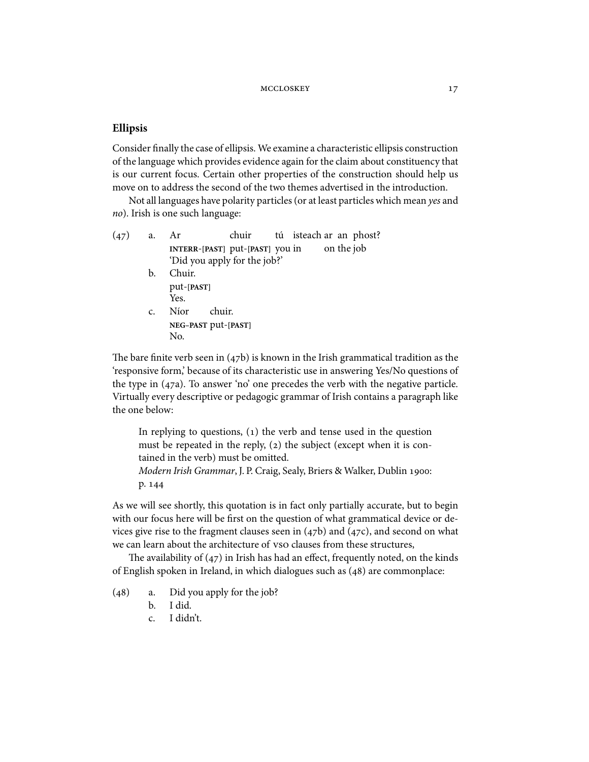## Ellipsis

Consider finally the case of ellipsis. We examine a characteristic ellipsis construction of the language which provides evidence again for the claim about constituency that is our current focus. Certain other properties of the construction should help us move on to address the second of the two themes advertised in the introduction.

Not all languages have polarity particles (or at least particles which mean *yes* and *no*). Irish is one such language:

(47)
a. Ar chuir tú isteach ar an phost?
INTERR-[PAST] put-[PAST] you in on the job
'Did you apply for the job?'

b. Chuir.
put-[PAST]
Yes.

c. Níor chuir.
NEG-PAST put-[PAST]
No.

The bare finite verb seen in (47b) is known in the Irish grammatical tradition as the 'responsive form,' because of its characteristic use in answering Yes/No questions of the type in (47a). To answer 'no' one precedes the verb with the negative particle. Virtually every descriptive or pedagogic grammar of Irish contains a paragraph like the one below:

> In replying to questions, (1) the verb and tense used in the question must be repeated in the reply, (2) the subject (except when it is contained in the verb) must be omitted.
> *Modern Irish Grammar*, J. P. Craig, Sealy, Briers & Walker, Dublin 1900: p. 144

As we will see shortly, this quotation is in fact only partially accurate, but to begin with our focus here will be first on the question of what grammatical device or devices give rise to the fragment clauses seen in (47b) and (47c), and second on what we can learn about the architecture of VSO clauses from these structures,

The availability of (47) in Irish has had an effect, frequently noted, on the kinds of English spoken in Ireland, in which dialogues such as (48) are commonplace:

(48)
a. Did you apply for the job?
b. I did.
c. I didn't.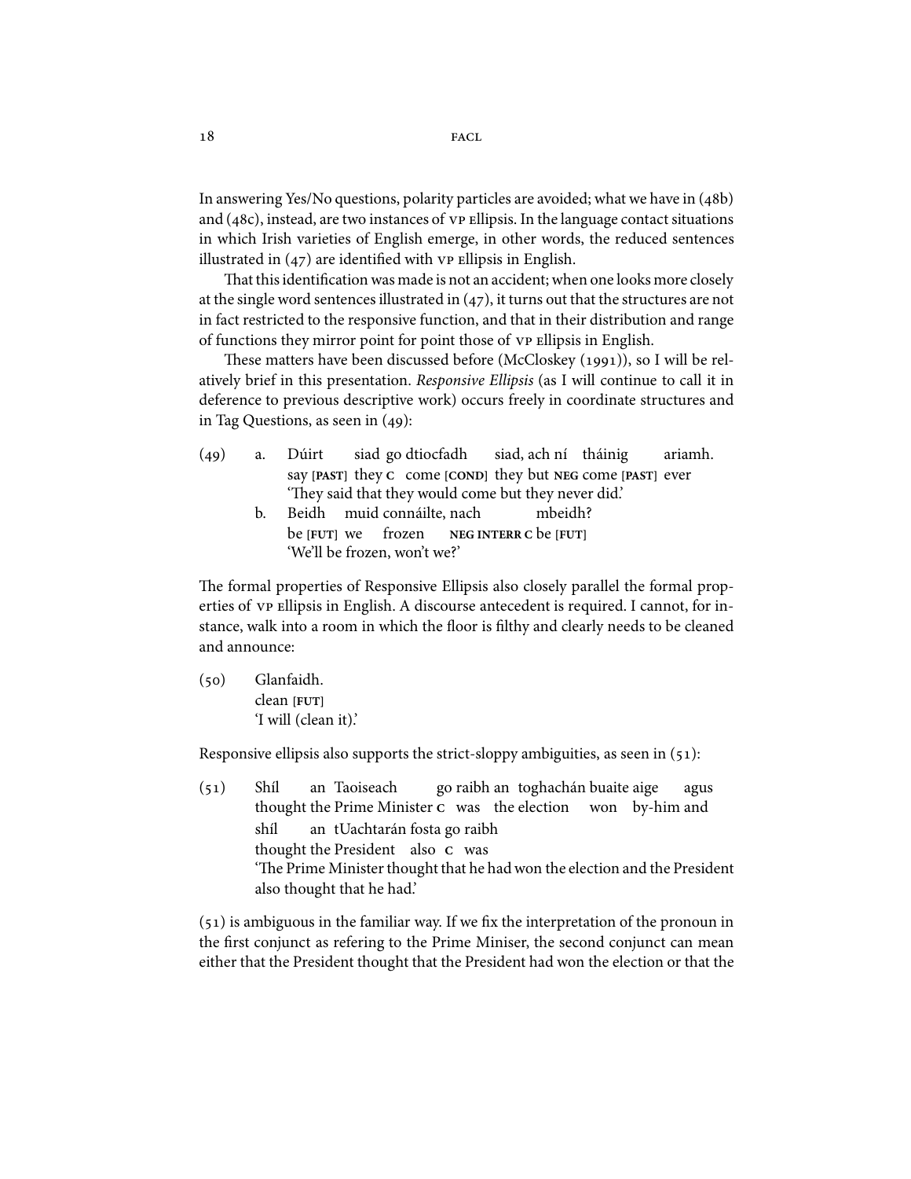In answering Yes/No questions, polarity particles are avoided; what we have in (48b) and (48c), instead, are two instances of VP Ellipsis. In the language contact situations in which Irish varieties of English emerge, in other words, the reduced sentences illustrated in (47) are identified with VP Ellipsis in English.

That this identification was made is not an accident; when one looks more closely at the single word sentences illustrated in (47), it turns out that the structures are not in fact restricted to the responsive function, and that in their distribution and range of functions they mirror point for point those of VP Ellipsis in English.

These matters have been discussed before (McCloskey (1991)), so I will be relatively brief in this presentation. *Responsive Ellipsis* (as I will continue to call it in deference to previous descriptive work) occurs freely in coordinate structures and in Tag Questions, as seen in (49):

(49) a. Dúirt siad go dtiocfadh siad, ach ní tháinig ariamh.
say [PAST] they C come [COND] they but NEG come [PAST] ever
'They said that they would come but they never did.'

b. Beidh muid connáilte, nach mbeidh?
be [FUT] we frozen NEG INTERR C be [FUT]
'We'll be frozen, won't we?'

The formal properties of Responsive Ellipsis also closely parallel the formal properties of VP Ellipsis in English. A discourse antecedent is required. I cannot, for instance, walk into a room in which the floor is filthy and clearly needs to be cleaned and announce:

(50) Glanfaidh.
clean [FUT]
'I will (clean it).'

Responsive ellipsis also supports the strict-sloppy ambiguities, as seen in (51):

(51) Shíl an Taoiseach go raibh an toghachán buaite aige agus
thought the Prime Minister C was the election won by-him and
shíl an tUachtarán fosta go raibh
thought the President also C was
'The Prime Minister thought that he had won the election and the President also thought that he had.'

(51) is ambiguous in the familiar way. If we fix the interpretation of the pronoun in the first conjunct as refering to the Prime Miniser, the second conjunct can mean either that the President thought that the President had won the election or that the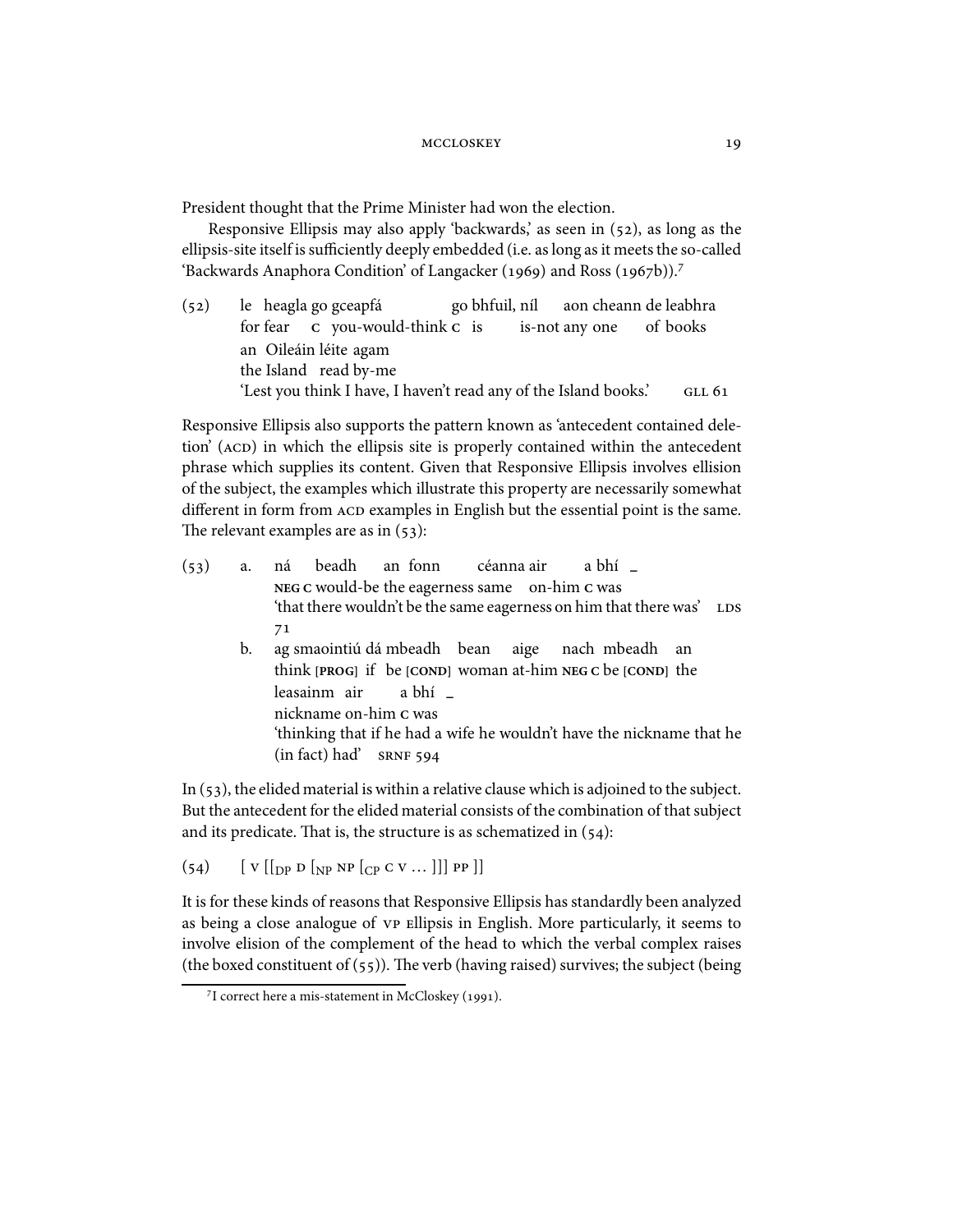President thought that the Prime Minister had won the election.

Responsive Ellipsis may also apply 'backwards,' as seen in (52), as long as the ellipsis-site itself is sufficiently deeply embedded (i.e. as long as it meets the so-called 'Backwards Anaphora Condition' of Langacker (1969) and Ross (1967b)).[7]

(52) le heagla go gceapfá go bhfuil, níl aon cheann de leabhra
for fear C you-would-think C is is-not any one of books
an Oileáin léite agam
the Island read by-me
'Lest you think I have, I haven't read any of the Island books.' GLL 61

Responsive Ellipsis also supports the pattern known as 'antecedent contained deletion' (ACD) in which the ellipsis site is properly contained within the antecedent phrase which supplies its content. Given that Responsive Ellipsis involves ellision of the subject, the examples which illustrate this property are necessarily somewhat different in form from ACD examples in English but the essential point is the same. The relevant examples are as in (53):

(53) a. ná beadh an fonn céanna air a bhí _
NEG C would-be the eagerness same on-him C was
'that there wouldn't be the same eagerness on him that there was' LDS 71

b. ag smaointiú dá mbeadh bean aige nach mbeadh an
think [PROG] if be [COND] woman at-him NEG C be [COND] the
leasainm air a bhí _
nickname on-him C was
'thinking that if he had a wife he wouldn't have the nickname that he (in fact) had' SRNF 594

In (53), the elided material is within a relative clause which is adjoined to the subject. But the antecedent for the elided material consists of the combination of that subject and its predicate. That is, the structure is as schematized in (54):

(54) [ V [[$_{DP}$ D [$_{NP}$ NP [$_{CP}$ C V … ]]] PP ]]

It is for these kinds of reasons that Responsive Ellipsis has standardly been analyzed as being a close analogue of VP Ellipsis in English. More particularly, it seems to involve elision of the complement of the head to which the verbal complex raises (the boxed constituent of (55)). The verb (having raised) survives; the subject (being

[7] I correct here a mis-statement in McCloskey (1991).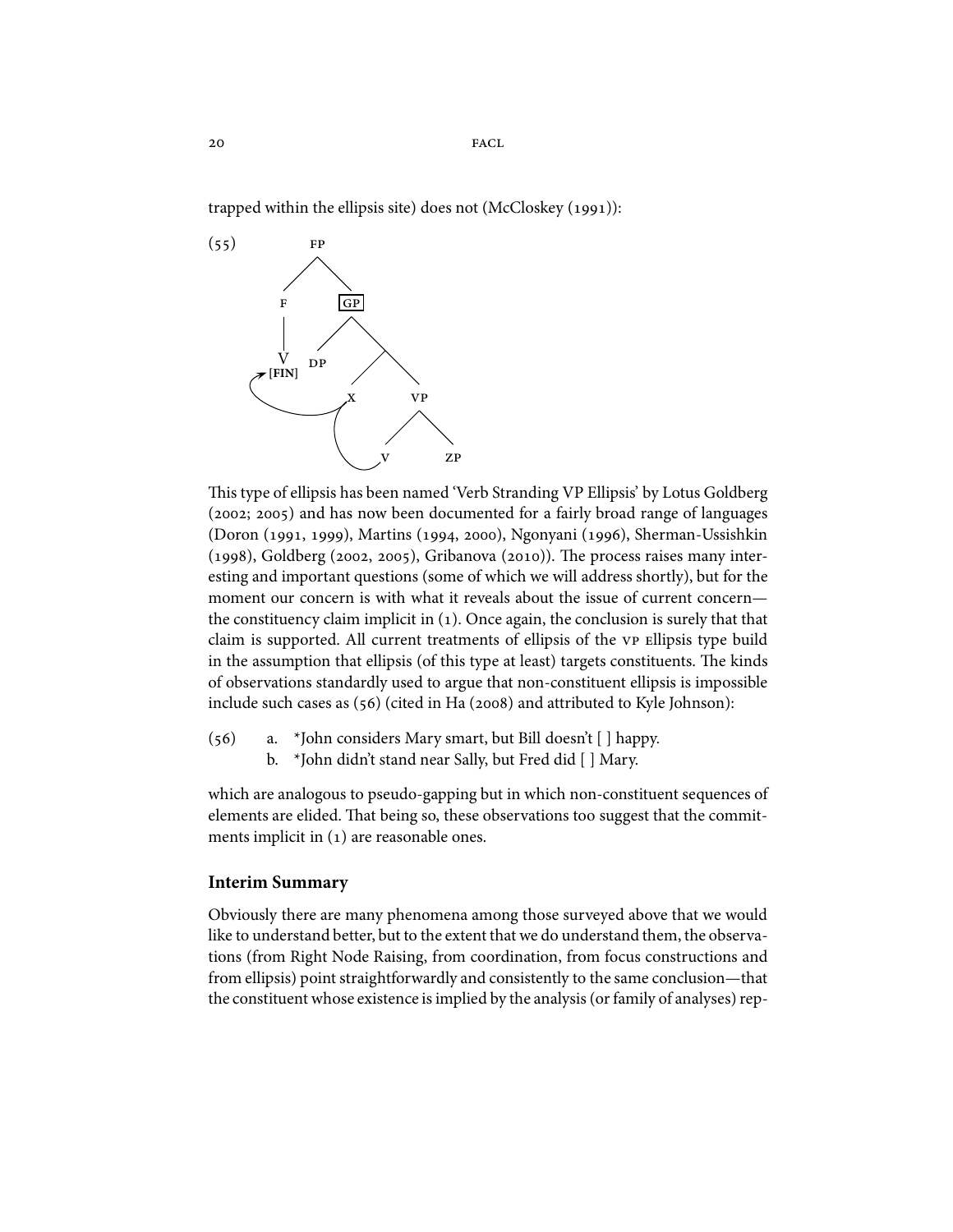trapped within the ellipsis site) does not (McCloskey (1991)):

(55)

```
            FP
           /  \
          F   [GP]
          |   /  \
          V  DP   ·
        [FIN]    / \
                X   VP
                   /  \
                  V    ZP
```

This type of ellipsis has been named 'Verb Stranding VP Ellipsis' by Lotus Goldberg (2002; 2005) and has now been documented for a fairly broad range of languages (Doron (1991, 1999), Martins (1994, 2000), Ngonyani (1996), Sherman-Ussishkin (1998), Goldberg (2002, 2005), Gribanova (2010)). The process raises many interesting and important questions (some of which we will address shortly), but for the moment our concern is with what it reveals about the issue of current concern—the constituency claim implicit in (1). Once again, the conclusion is surely that that claim is supported. All current treatments of ellipsis of the VP Ellipsis type build in the assumption that ellipsis (of this type at least) targets constituents. The kinds of observations standardly used to argue that non-constituent ellipsis is impossible include such cases as (56) (cited in Ha (2008) and attributed to Kyle Johnson):

(56) a. *John considers Mary smart, but Bill doesn't [ ] happy.
     b. *John didn't stand near Sally, but Fred did [ ] Mary.

which are analogous to pseudo-gapping but in which non-constituent sequences of elements are elided. That being so, these observations too suggest that the commitments implicit in (1) are reasonable ones.

## Interim Summary

Obviously there are many phenomena among those surveyed above that we would like to understand better, but to the extent that we do understand them, the observations (from Right Node Raising, from coordination, from focus constructions and from ellipsis) point straightforwardly and consistently to the same conclusion—that the constituent whose existence is implied by the analysis (or family of analyses) rep-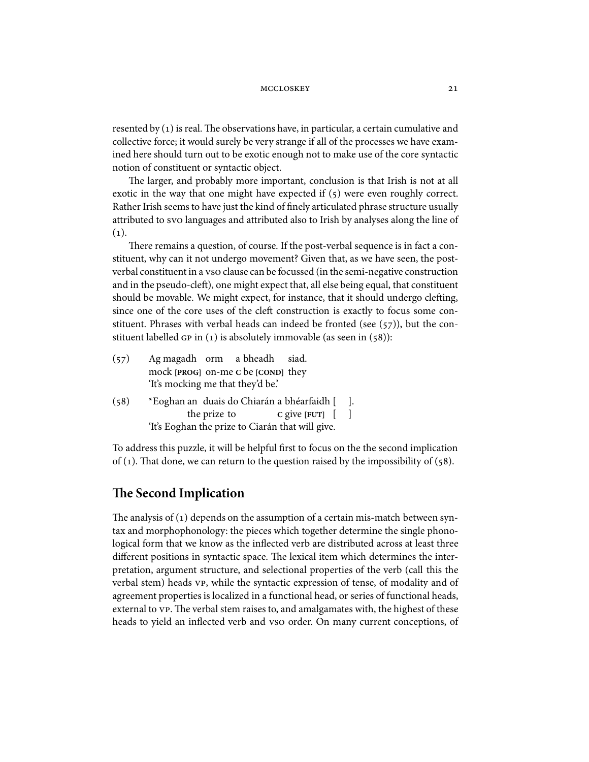resented by (1) is real. The observations have, in particular, a certain cumulative and collective force; it would surely be very strange if all of the processes we have examined here should turn out to be exotic enough not to make use of the core syntactic notion of constituent or syntactic object.

The larger, and probably more important, conclusion is that Irish is not at all exotic in the way that one might have expected if (5) were even roughly correct. Rather Irish seems to have just the kind of finely articulated phrase structure usually attributed to SVO languages and attributed also to Irish by analyses along the line of (1).

There remains a question, of course. If the post-verbal sequence is in fact a constituent, why can it not undergo movement? Given that, as we have seen, the post-verbal constituent in a VSO clause can be focussed (in the semi-negative construction and in the pseudo-cleft), one might expect that, all else being equal, that constituent should be movable. We might expect, for instance, that it should undergo clefting, since one of the core uses of the cleft construction is exactly to focus some constituent. Phrases with verbal heads can indeed be fronted (see (57)), but the constituent labelled GP in (1) is absolutely immovable (as seen in (58)):

(57) Ag magadh orm a bheadh siad.
mock **[PROG]** on-me **C** be **[COND]** they
'It's mocking me that they'd be.'

(58) *Eoghan an duais do Chiarán a bhéarfaidh [ ].
the prize to **C** give **[FUT]** [ ]
'It's Eoghan the prize to Ciarán that will give.

To address this puzzle, it will be helpful first to focus on the the second implication of (1). That done, we can return to the question raised by the impossibility of (58).

## The Second Implication

The analysis of (1) depends on the assumption of a certain mis-match between syntax and morphophonology: the pieces which together determine the single phonological form that we know as the inflected verb are distributed across at least three different positions in syntactic space. The lexical item which determines the interpretation, argument structure, and selectional properties of the verb (call this the verbal stem) heads VP, while the syntactic expression of tense, of modality and of agreement properties is localized in a functional head, or series of functional heads, external to VP. The verbal stem raises to, and amalgamates with, the highest of these heads to yield an inflected verb and VSO order. On many current conceptions, of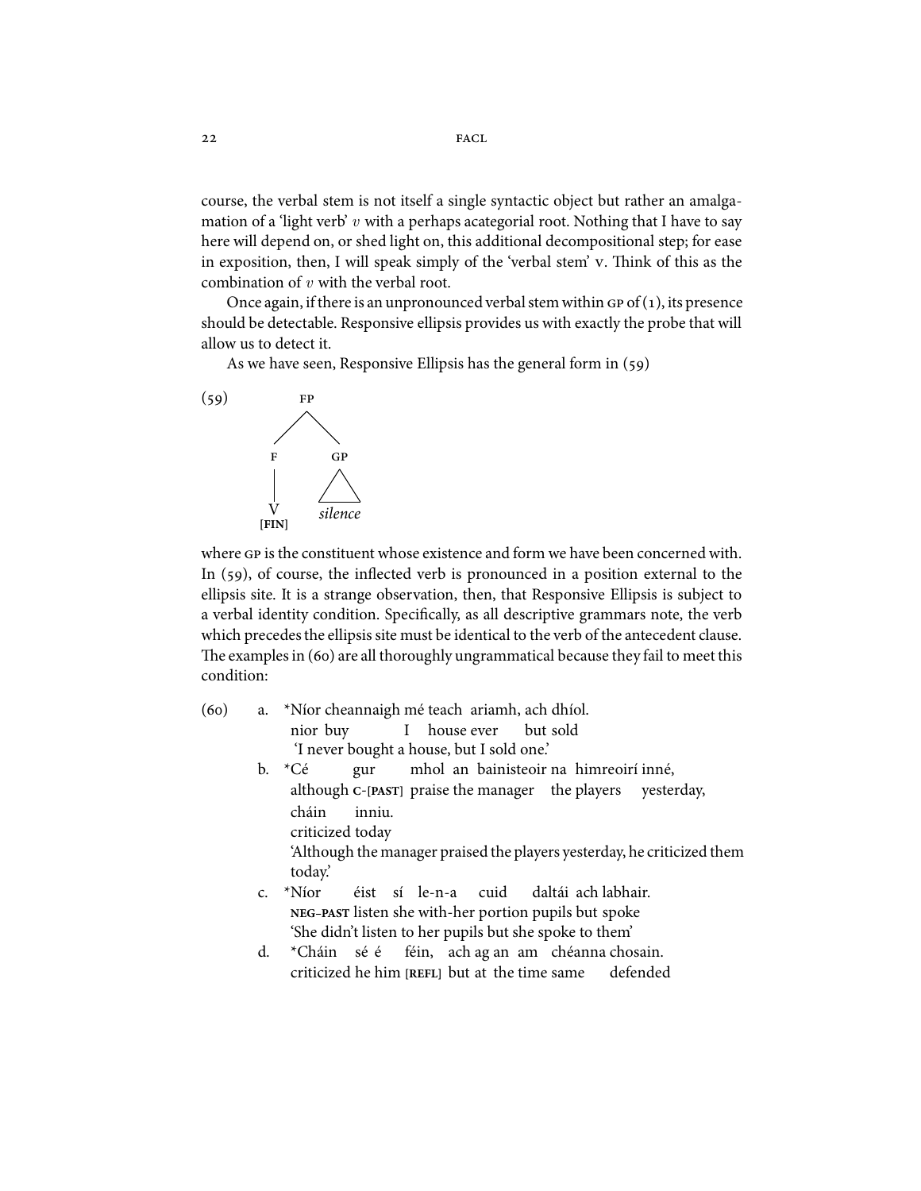course, the verbal stem is not itself a single syntactic object but rather an amalgamation of a 'light verb' $v$ with a perhaps acategorial root. Nothing that I have to say here will depend on, or shed light on, this additional decompositional step; for ease in exposition, then, I will speak simply of the 'verbal stem' v. Think of this as the combination of $v$ with the verbal root.

Once again, if there is an unpronounced verbal stem within GP of (1), its presence should be detectable. Responsive ellipsis provides us with exactly the probe that will allow us to detect it.

As we have seen, Responsive Ellipsis has the general form in (59)

(59)
```
        FP
       /  \
      F    GP
      |    /\
      V   silence
    [FIN]
```

where GP is the constituent whose existence and form we have been concerned with. In (59), of course, the inflected verb is pronounced in a position external to the ellipsis site. It is a strange observation, then, that Responsive Ellipsis is subject to a verbal identity condition. Specifically, as all descriptive grammars note, the verb which precedes the ellipsis site must be identical to the verb of the antecedent clause. The examples in (60) are all thoroughly ungrammatical because they fail to meet this condition:

(60)
a. *Níor cheannaigh mé teach ariamh, ach dhíol.
   nior buy I house ever but sold
   'I never bought a house, but I sold one.'

b. *Cé gur mhol an bainisteoir na himreoirí inné, cháin inniu.
   although C-[PAST] praise the manager the players yesterday, criticized today
   'Although the manager praised the players yesterday, he criticized them today.'

c. *Níor éist sí le-n-a cuid daltái ach labhair.
   NEG-PAST listen she with-her portion pupils but spoke
   'She didn't listen to her pupils but she spoke to them'

d. *Cháin sé é féin, ach ag an am chéanna chosain.
   criticized he him [REFL] but at the time same defended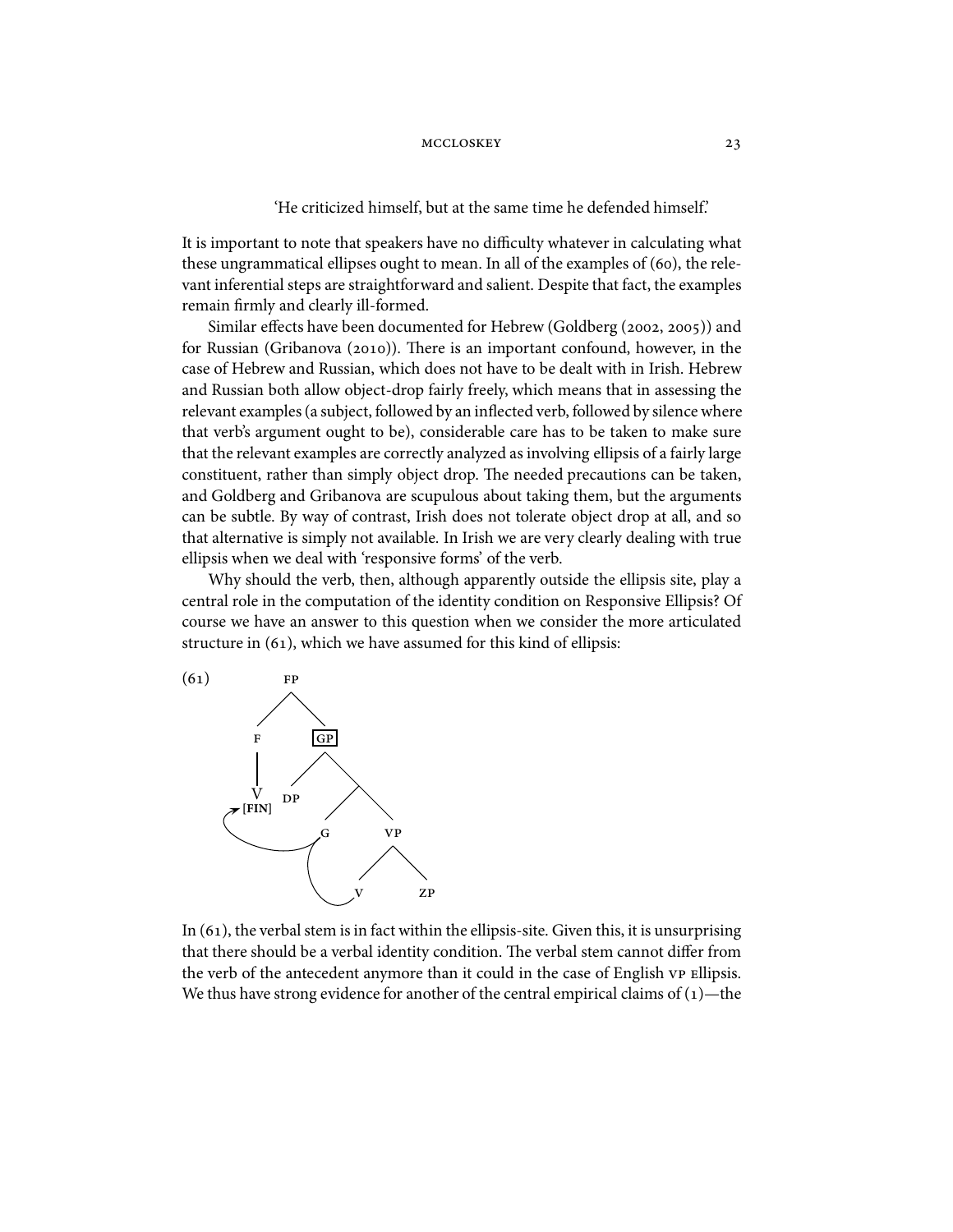'He criticized himself, but at the same time he defended himself.'

It is important to note that speakers have no difficulty whatever in calculating what these ungrammatical ellipses ought to mean. In all of the examples of (60), the relevant inferential steps are straightforward and salient. Despite that fact, the examples remain firmly and clearly ill-formed.

Similar effects have been documented for Hebrew (Goldberg (2002, 2005)) and for Russian (Gribanova (2010)). There is an important confound, however, in the case of Hebrew and Russian, which does not have to be dealt with in Irish. Hebrew and Russian both allow object-drop fairly freely, which means that in assessing the relevant examples (a subject, followed by an inflected verb, followed by silence where that verb's argument ought to be), considerable care has to be taken to make sure that the relevant examples are correctly analyzed as involving ellipsis of a fairly large constituent, rather than simply object drop. The needed precautions can be taken, and Goldberg and Gribanova are scrupulous about taking them, but the arguments can be subtle. By way of contrast, Irish does not tolerate object drop at all, and so that alternative is simply not available. In Irish we are very clearly dealing with true ellipsis when we deal with 'responsive forms' of the verb.

Why should the verb, then, although apparently outside the ellipsis site, play a central role in the computation of the identity condition on Responsive Ellipsis? Of course we have an answer to this question when we consider the more articulated structure in (61), which we have assumed for this kind of ellipsis:

(61)

```
FP
├── F
│   └── V [FIN]
└── [GP]
    ├── DP
    └── 
        ├── G
        └── VP
            ├── V
            └── ZP
```

In (61), the verbal stem is in fact within the ellipsis-site. Given this, it is unsurprising that there should be a verbal identity condition. The verbal stem cannot differ from the verb of the antecedent anymore than it could in the case of English VP Ellipsis. We thus have strong evidence for another of the central empirical claims of (1)—the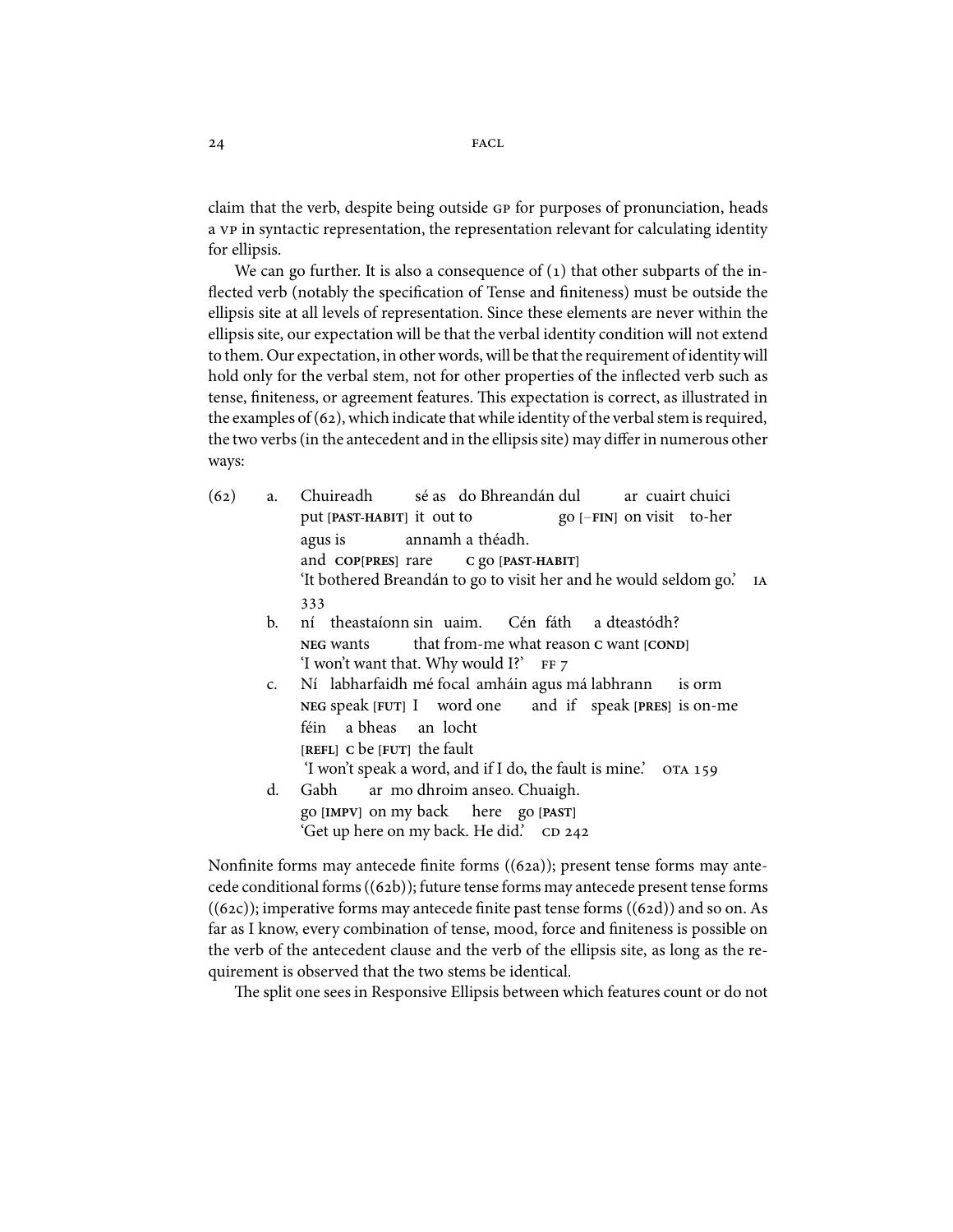claim that the verb, despite being outside GP for purposes of pronunciation, heads a VP in syntactic representation, the representation relevant for calculating identity for ellipsis.

We can go further. It is also a consequence of (1) that other subparts of the inflected verb (notably the specification of Tense and finiteness) must be outside the ellipsis site at all levels of representation. Since these elements are never within the ellipsis site, our expectation will be that the verbal identity condition will not extend to them. Our expectation, in other words, will be that the requirement of identity will hold only for the verbal stem, not for other properties of the inflected verb such as tense, finiteness, or agreement features. This expectation is correct, as illustrated in the examples of (62), which indicate that while identity of the verbal stem is required, the two verbs (in the antecedent and in the ellipsis site) may differ in numerous other ways:

(62)
a. Chuireadh sé as do Bhreandán dul ar cuairt chuici
   put [**PAST-HABIT**] it out to go [−**FIN**] on visit to-her
   agus is annamh a théadh.
   and **COP[PRES]** rare **C** go [**PAST-HABIT**]
   'It bothered Breandán to go to visit her and he would seldom go.' IA 333

b. ní theastaíonn sin uaim. Cén fáth a dteastódh?
   **NEG** wants that from-me what reason **C** want [**COND**]
   'I won't want that. Why would I?' FF 7

c. Ní labharfaidh mé focal amháin agus má labhrann is orm
   **NEG** speak [**FUT**] I word one and if speak [**PRES**] is on-me
   féin a bheas an locht
   [**REFL**] **C** be [**FUT**] the fault
   'I won't speak a word, and if I do, the fault is mine.' OTA 159

d. Gabh ar mo dhroim anseo. Chuaigh.
   go [**IMPV**] on my back here go [**PAST**]
   'Get up here on my back. He did.' CD 242

Nonfinite forms may antecede finite forms ((62a)); present tense forms may antecede conditional forms ((62b)); future tense forms may antecede present tense forms ((62c)); imperative forms may antecede finite past tense forms ((62d)) and so on. As far as I know, every combination of tense, mood, force and finiteness is possible on the verb of the antecedent clause and the verb of the ellipsis site, as long as the requirement is observed that the two stems be identical.

The split one sees in Responsive Ellipsis between which features count or do not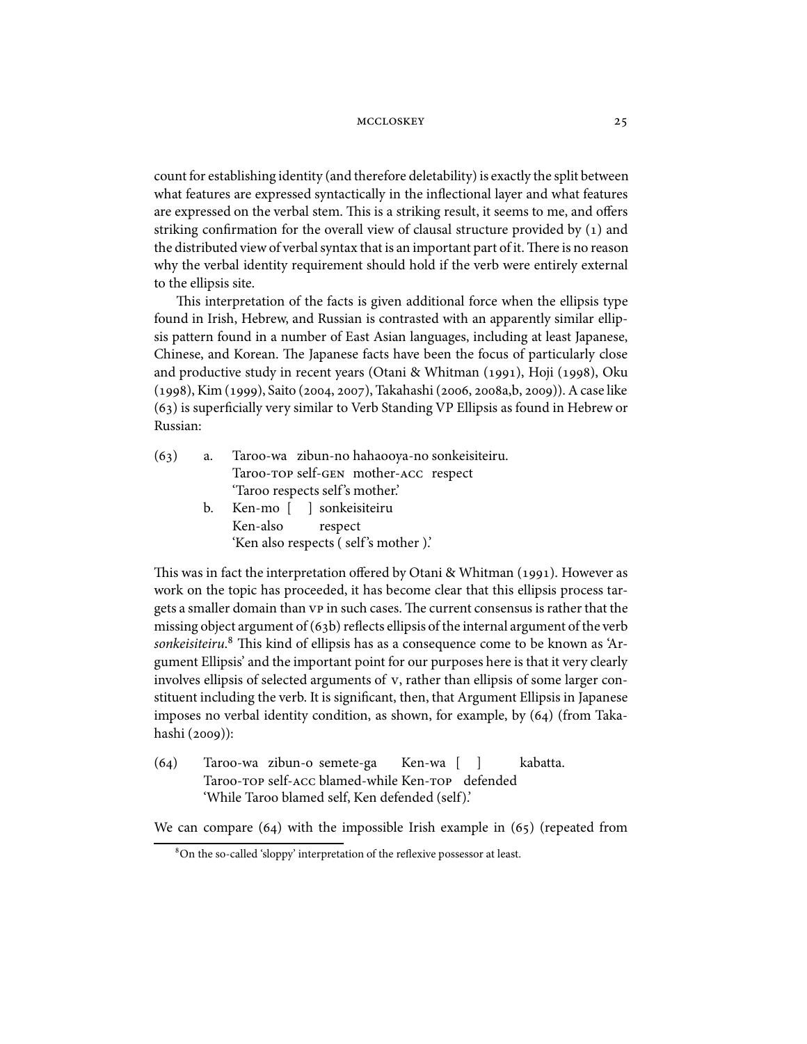count for establishing identity (and therefore deletability) is exactly the split between what features are expressed syntactically in the inflectional layer and what features are expressed on the verbal stem. This is a striking result, it seems to me, and offers striking confirmation for the overall view of clausal structure provided by (1) and the distributed view of verbal syntax that is an important part of it. There is no reason why the verbal identity requirement should hold if the verb were entirely external to the ellipsis site.

This interpretation of the facts is given additional force when the ellipsis type found in Irish, Hebrew, and Russian is contrasted with an apparently similar ellipsis pattern found in a number of East Asian languages, including at least Japanese, Chinese, and Korean. The Japanese facts have been the focus of particularly close and productive study in recent years (Otani & Whitman (1991), Hoji (1998), Oku (1998), Kim (1999), Saito (2004, 2007), Takahashi (2006, 2008a,b, 2009)). A case like (63) is superficially very similar to Verb Standing VP Ellipsis as found in Hebrew or Russian:

(63) a. Taroo-wa zibun-no hahaooya-no sonkeisiteiru.
   Taroo-TOP self-GEN mother-ACC respect
   'Taroo respects self's mother.'

   b. Ken-mo [ ] sonkeisiteiru
   Ken-also respect
   'Ken also respects ( self's mother ).'

This was in fact the interpretation offered by Otani & Whitman (1991). However as work on the topic has proceeded, it has become clear that this ellipsis process targets a smaller domain than VP in such cases. The current consensus is rather that the missing object argument of (63b) reflects ellipsis of the internal argument of the verb *sonkeisiteiru*.[8] This kind of ellipsis has as a consequence come to be known as 'Argument Ellipsis' and the important point for our purposes here is that it very clearly involves ellipsis of selected arguments of V, rather than ellipsis of some larger constituent including the verb. It is significant, then, that Argument Ellipsis in Japanese imposes no verbal identity condition, as shown, for example, by (64) (from Takahashi (2009)):

(64) Taroo-wa zibun-o semete-ga Ken-wa [ ] kabatta.
   Taroo-TOP self-ACC blamed-while Ken-TOP defended
   'While Taroo blamed self, Ken defended (self).'

We can compare (64) with the impossible Irish example in (65) (repeated from

[8] On the so-called 'sloppy' interpretation of the reflexive possessor at least.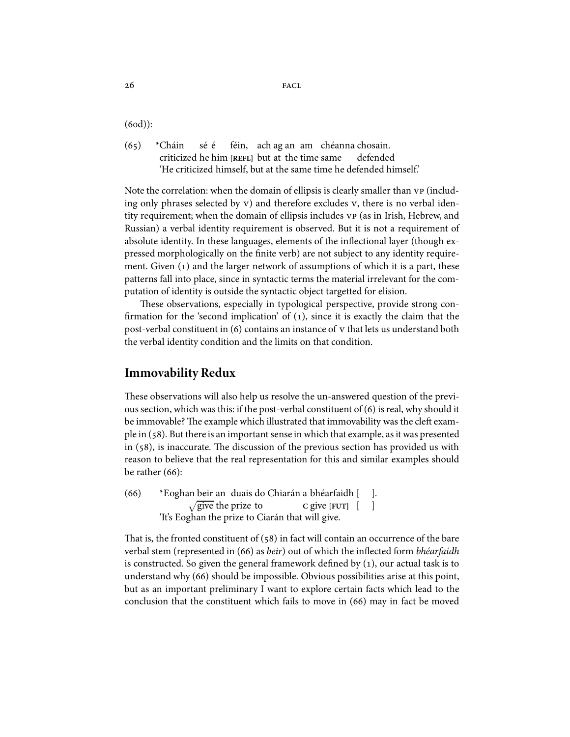(60d)):

(65) *Cháin sé é féin, ach ag an am chéanna chosain.
criticized he him [REFL] but at the time same defended
'He criticized himself, but at the same time he defended himself.'

Note the correlation: when the domain of ellipsis is clearly smaller than VP (including only phrases selected by V) and therefore excludes V, there is no verbal identity requirement; when the domain of ellipsis includes VP (as in Irish, Hebrew, and Russian) a verbal identity requirement is observed. But it is not a requirement of absolute identity. In these languages, elements of the inflectional layer (though expressed morphologically on the finite verb) are not subject to any identity requirement. Given (1) and the larger network of assumptions of which it is a part, these patterns fall into place, since in syntactic terms the material irrelevant for the computation of identity is outside the syntactic object targetted for elision.

These observations, especially in typological perspective, provide strong confirmation for the 'second implication' of (1), since it is exactly the claim that the post-verbal constituent in (6) contains an instance of V that lets us understand both the verbal identity condition and the limits on that condition.

## Immovability Redux

These observations will also help us resolve the un-answered question of the previous section, which was this: if the post-verbal constituent of (6) is real, why should it be immovable? The example which illustrated that immovability was the cleft example in (58). But there is an important sense in which that example, as it was presented in (58), is inaccurate. The discussion of the previous section has provided us with reason to believe that the real representation for this and similar examples should be rather (66):

(66) *Eoghan beir an duais do Chiarán a bhéarfaidh [ ].
$\sqrt{\text{give}}$ the prize to C give [FUT] [ ]
'It's Eoghan the prize to Ciarán that will give.

That is, the fronted constituent of (58) in fact will contain an occurrence of the bare verbal stem (represented in (66) as *beir*) out of which the inflected form *bhéarfaidh* is constructed. So given the general framework defined by (1), our actual task is to understand why (66) should be impossible. Obvious possibilities arise at this point, but as an important preliminary I want to explore certain facts which lead to the conclusion that the constituent which fails to move in (66) may in fact be moved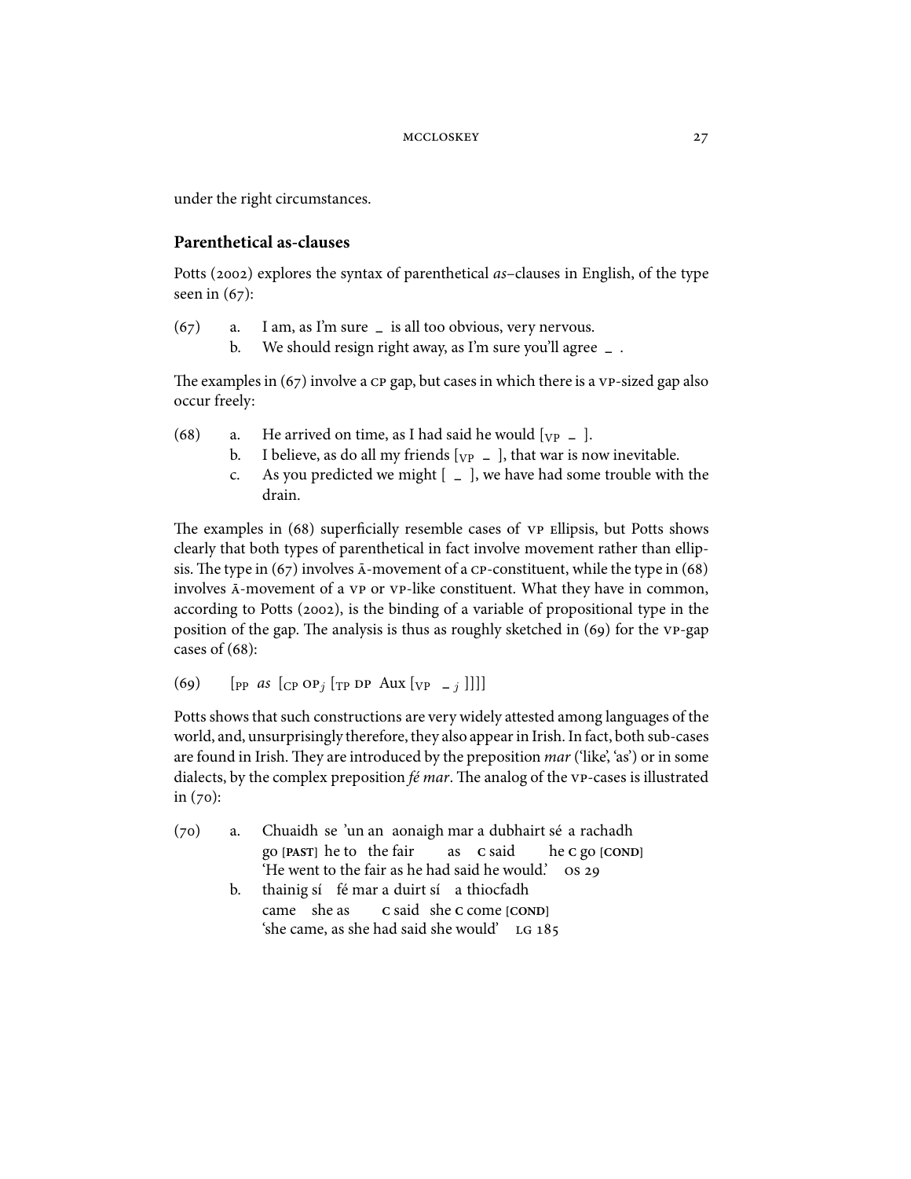under the right circumstances.

## Parenthetical as-clauses

Potts (2002) explores the syntax of parenthetical *as*–clauses in English, of the type seen in (67):

(67) a. I am, as I'm sure _ is all too obvious, very nervous.
b. We should resign right away, as I'm sure you'll agree _ .

The examples in (67) involve a CP gap, but cases in which there is a VP-sized gap also occur freely:

(68) a. He arrived on time, as I had said he would [$_{VP}$ _ ].
b. I believe, as do all my friends [$_{VP}$ _ ], that war is now inevitable.
c. As you predicted we might [ _ ], we have had some trouble with the drain.

The examples in (68) superficially resemble cases of VP Ellipsis, but Potts shows clearly that both types of parenthetical in fact involve movement rather than ellipsis. The type in (67) involves Ā-movement of a CP-constituent, while the type in (68) involves Ā-movement of a VP or VP-like constituent. What they have in common, according to Potts (2002), is the binding of a variable of propositional type in the position of the gap. The analysis is thus as roughly sketched in (69) for the VP-gap cases of (68):

(69) [$_{PP}$ *as* [$_{CP}$ OP$_j$ [$_{TP}$ DP Aux [$_{VP}$ _$_j$ ]]]]

Potts shows that such constructions are very widely attested among languages of the world, and, unsurprisingly therefore, they also appear in Irish. In fact, both sub-cases are found in Irish. They are introduced by the preposition *mar* ('like', 'as') or in some dialects, by the complex preposition *fé mar*. The analog of the VP-cases is illustrated in (70):

(70) a. Chuaidh se 'un an aonaigh mar a dubhairt sé a rachadh
go [PAST] he to the fair as C said he C go [COND]
'He went to the fair as he had said he would.' OS 29
b. thainig sí fé mar a duirt sí a thiocfadh
came she as C said she C come [COND]
'she came, as she had said she would' LG 185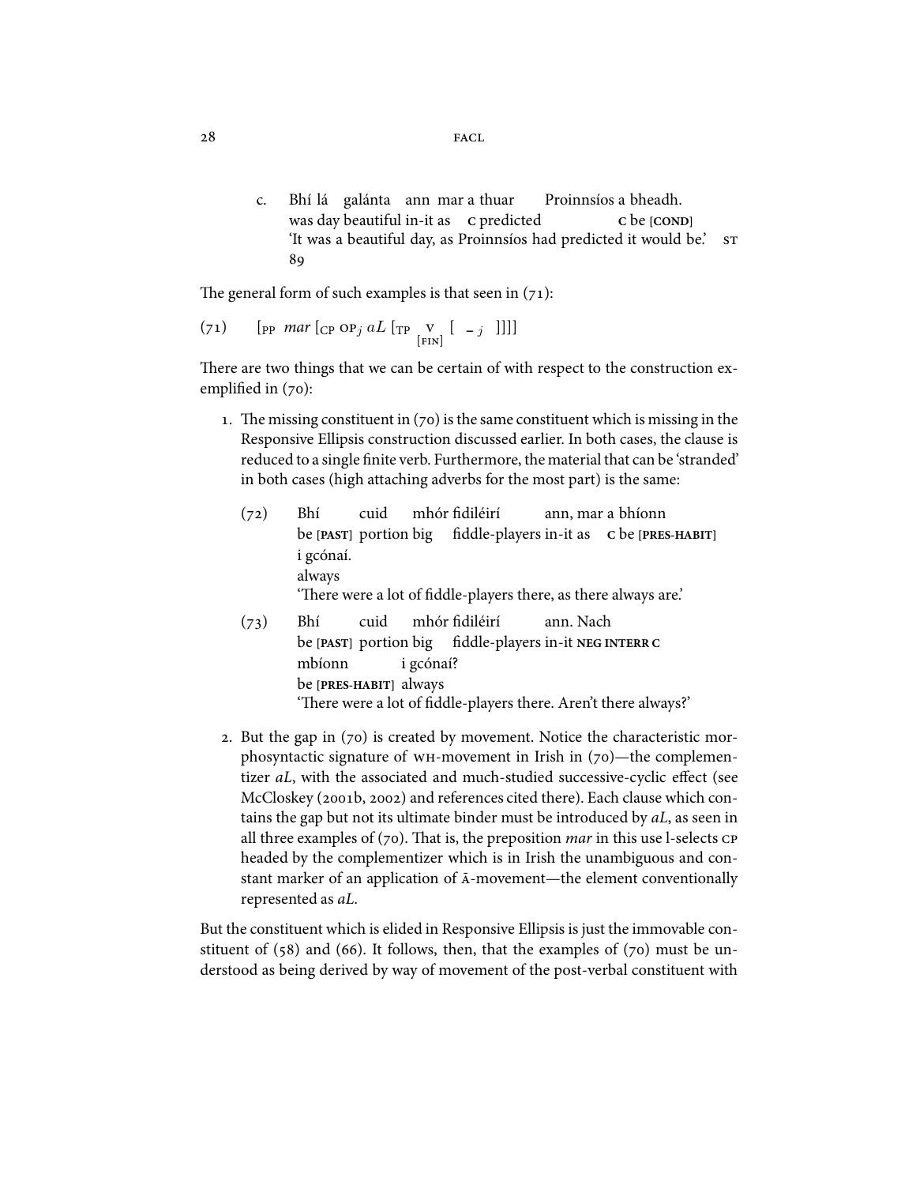c. Bhí lá galánta ann mar a thuar Proinnsíos a bheadh.
   was day beautiful in-it as **C** predicted **C** be [**COND**]
   'It was a beautiful day, as Proinnsíos had predicted it would be.' ST 89

The general form of such examples is that seen in (71):

(71) $[_{PP}\ \textit{mar}\ [_{CP}\ \text{OP}_j\ aL\ [_{TP}\ \underset{[\text{FIN}]}{\text{V}}\ [\ \_\_{}_j\ ]]]]$

There are two things that we can be certain of with respect to the construction exemplified in (70):

1. The missing constituent in (70) is the same constituent which is missing in the Responsive Ellipsis construction discussed earlier. In both cases, the clause is reduced to a single finite verb. Furthermore, the material that can be 'stranded' in both cases (high attaching adverbs for the most part) is the same:

   (72) Bhí cuid mhór fidiléirí ann, mar a bhíonn
        be [**PAST**] portion big fiddle-players in-it as **C** be [**PRES-HABIT**]
        i gcónaí.
        always
        'There were a lot of fiddle-players there, as there always are.'

   (73) Bhí cuid mhór fidiléirí ann. Nach
        be [**PAST**] portion big fiddle-players in-it **NEG INTERR C**
        mbíonn i gcónaí?
        be [**PRES-HABIT**] always
        'There were a lot of fiddle-players there. Aren't there always?'

2. But the gap in (70) is created by movement. Notice the characteristic morphosyntactic signature of WH-movement in Irish in (70)—the complementizer *aL*, with the associated and much-studied successive-cyclic effect (see McCloskey (2001b, 2002) and references cited there). Each clause which contains the gap but not its ultimate binder must be introduced by *aL*, as seen in all three examples of (70). That is, the preposition *mar* in this use l-selects CP headed by the complementizer which is in Irish the unambiguous and constant marker of an application of Ā-movement—the element conventionally represented as *aL*.

But the constituent which is elided in Responsive Ellipsis is just the immovable constituent of (58) and (66). It follows, then, that the examples of (70) must be understood as being derived by way of movement of the post-verbal constituent with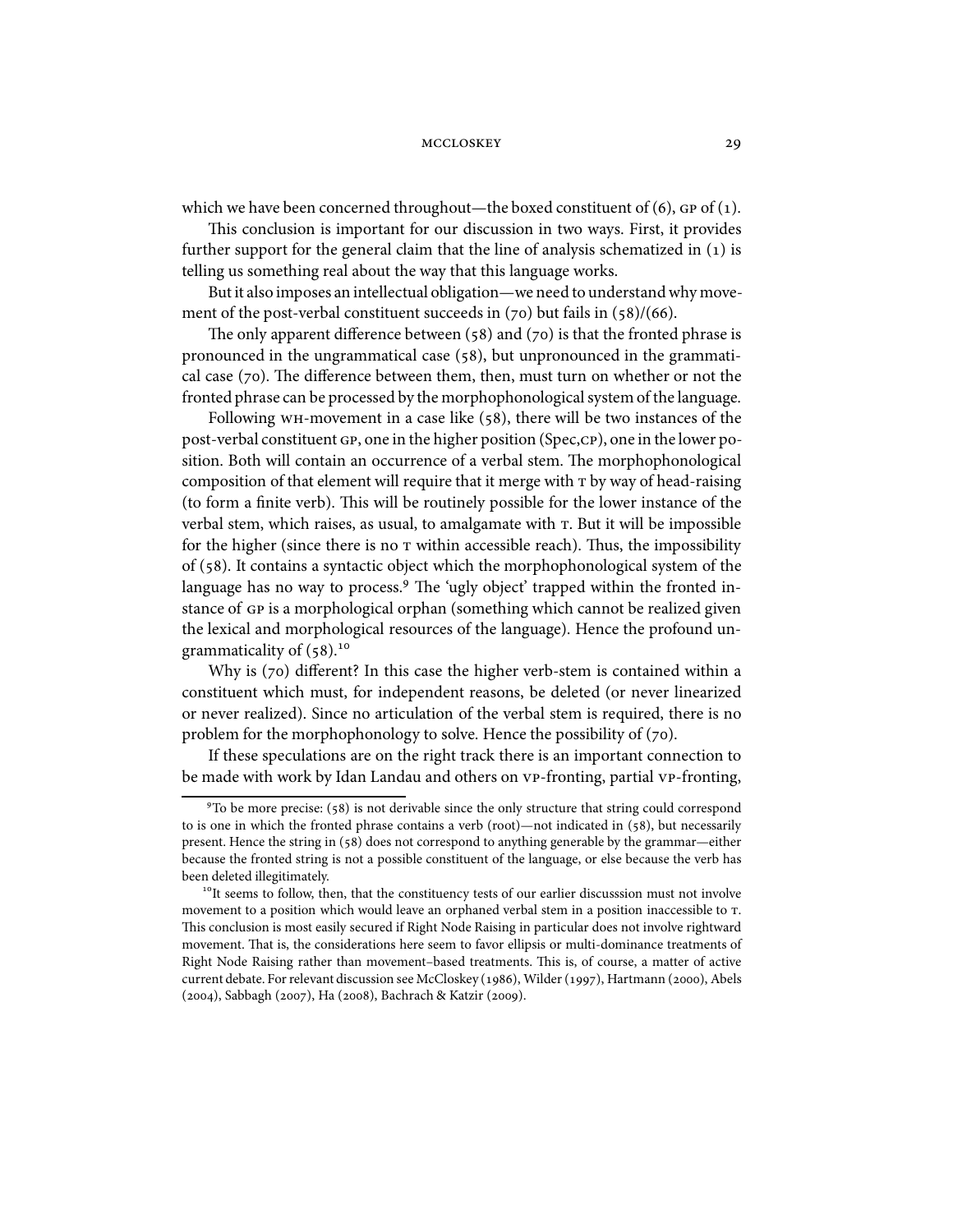which we have been concerned throughout—the boxed constituent of (6), GP of (1).

This conclusion is important for our discussion in two ways. First, it provides further support for the general claim that the line of analysis schematized in (1) is telling us something real about the way that this language works.

But it also imposes an intellectual obligation—we need to understand why movement of the post-verbal constituent succeeds in (70) but fails in (58)/(66).

The only apparent difference between (58) and (70) is that the fronted phrase is pronounced in the ungrammatical case (58), but unpronounced in the grammatical case (70). The difference between them, then, must turn on whether or not the fronted phrase can be processed by the morphophonological system of the language.

Following WH-movement in a case like (58), there will be two instances of the post-verbal constituent GP, one in the higher position (Spec,CP), one in the lower position. Both will contain an occurrence of a verbal stem. The morphophonological composition of that element will require that it merge with T by way of head-raising (to form a finite verb). This will be routinely possible for the lower instance of the verbal stem, which raises, as usual, to amalgamate with T. But it will be impossible for the higher (since there is no T within accessible reach). Thus, the impossibility of (58). It contains a syntactic object which the morphophonological system of the language has no way to process.[9] The 'ugly object' trapped within the fronted instance of GP is a morphological orphan (something which cannot be realized given the lexical and morphological resources of the language). Hence the profound ungrammaticality of (58).[10]

Why is (70) different? In this case the higher verb-stem is contained within a constituent which must, for independent reasons, be deleted (or never linearized or never realized). Since no articulation of the verbal stem is required, there is no problem for the morphophonology to solve. Hence the possibility of (70).

If these speculations are on the right track there is an important connection to be made with work by Idan Landau and others on VP-fronting, partial VP-fronting,

---

[9] To be more precise: (58) is not derivable since the only structure that string could correspond to is one in which the fronted phrase contains a verb (root)—not indicated in (58), but necessarily present. Hence the string in (58) does not correspond to anything generable by the grammar—either because the fronted string is not a possible constituent of the language, or else because the verb has been deleted illegitimately.

[10] It seems to follow, then, that the constituency tests of our earlier discusssion must not involve movement to a position which would leave an orphaned verbal stem in a position inaccessible to T. This conclusion is most easily secured if Right Node Raising in particular does not involve rightward movement. That is, the considerations here seem to favor ellipsis or multi-dominance treatments of Right Node Raising rather than movement–based treatments. This is, of course, a matter of active current debate. For relevant discussion see McCloskey (1986), Wilder (1997), Hartmann (2000), Abels (2004), Sabbagh (2007), Ha (2008), Bachrach & Katzir (2009).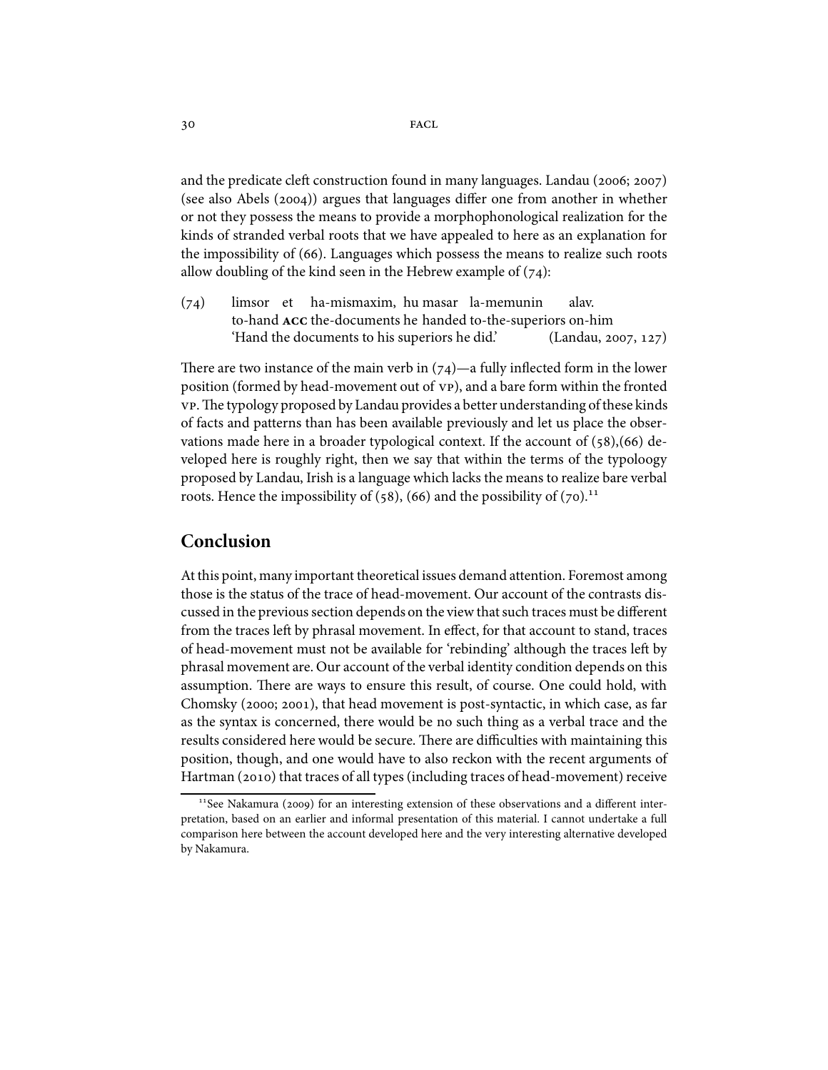and the predicate cleft construction found in many languages. Landau (2006; 2007) (see also Abels (2004)) argues that languages differ one from another in whether or not they possess the means to provide a morphophonological realization for the kinds of stranded verbal roots that we have appealed to here as an explanation for the impossibility of (66). Languages which possess the means to realize such roots allow doubling of the kind seen in the Hebrew example of (74):

(74) limsor et ha-mismaxim, hu masar la-memunin alav.
to-hand **ACC** the-documents he handed to-the-superiors on-him
'Hand the documents to his superiors he did.' (Landau, 2007, 127)

There are two instance of the main verb in (74)—a fully inflected form in the lower position (formed by head-movement out of VP), and a bare form within the fronted VP. The typology proposed by Landau provides a better understanding of these kinds of facts and patterns than has been available previously and let us place the observations made here in a broader typological context. If the account of (58),(66) developed here is roughly right, then we say that within the terms of the typoloogy proposed by Landau, Irish is a language which lacks the means to realize bare verbal roots. Hence the impossibility of (58), (66) and the possibility of (70).[11]

## Conclusion

At this point, many important theoretical issues demand attention. Foremost among those is the status of the trace of head-movement. Our account of the contrasts discussed in the previous section depends on the view that such traces must be different from the traces left by phrasal movement. In effect, for that account to stand, traces of head-movement must not be available for 'rebinding' although the traces left by phrasal movement are. Our account of the verbal identity condition depends on this assumption. There are ways to ensure this result, of course. One could hold, with Chomsky (2000; 2001), that head movement is post-syntactic, in which case, as far as the syntax is concerned, there would be no such thing as a verbal trace and the results considered here would be secure. There are difficulties with maintaining this position, though, and one would have to also reckon with the recent arguments of Hartman (2010) that traces of all types (including traces of head-movement) receive

[11] See Nakamura (2009) for an interesting extension of these observations and a different interpretation, based on an earlier and informal presentation of this material. I cannot undertake a full comparison here between the account developed here and the very interesting alternative developed by Nakamura.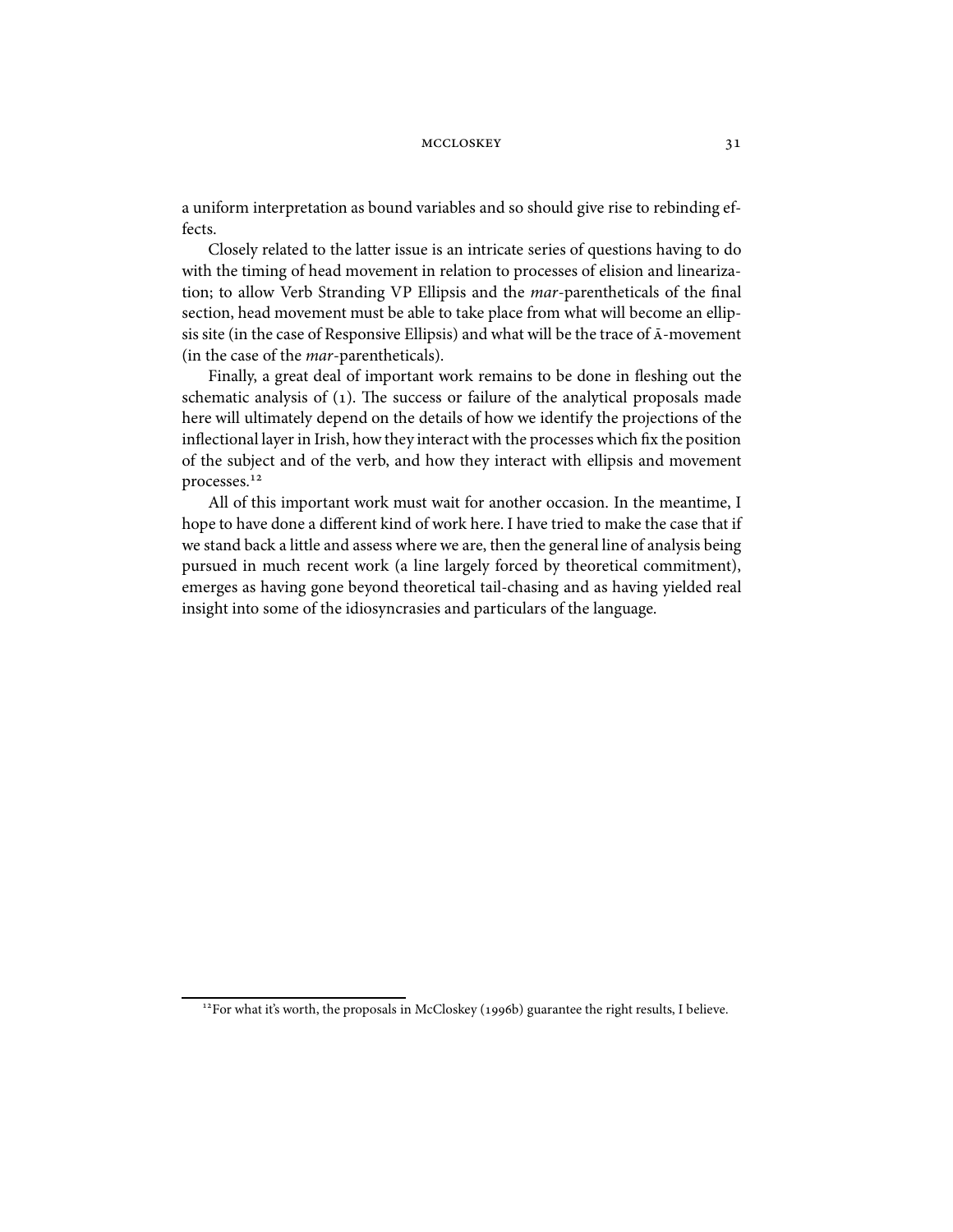a uniform interpretation as bound variables and so should give rise to rebinding effects.

Closely related to the latter issue is an intricate series of questions having to do with the timing of head movement in relation to processes of elision and linearization; to allow Verb Stranding VP Ellipsis and the *mar*-parentheticals of the final section, head movement must be able to take place from what will become an ellipsis site (in the case of Responsive Ellipsis) and what will be the trace of Ā-movement (in the case of the *mar*-parentheticals).

Finally, a great deal of important work remains to be done in fleshing out the schematic analysis of (1). The success or failure of the analytical proposals made here will ultimately depend on the details of how we identify the projections of the inflectional layer in Irish, how they interact with the processes which fix the position of the subject and of the verb, and how they interact with ellipsis and movement processes.[12]

All of this important work must wait for another occasion. In the meantime, I hope to have done a different kind of work here. I have tried to make the case that if we stand back a little and assess where we are, then the general line of analysis being pursued in much recent work (a line largely forced by theoretical commitment), emerges as having gone beyond theoretical tail-chasing and as having yielded real insight into some of the idiosyncrasies and particulars of the language.

[12] For what it's worth, the proposals in McCloskey (1996b) guarantee the right results, I believe.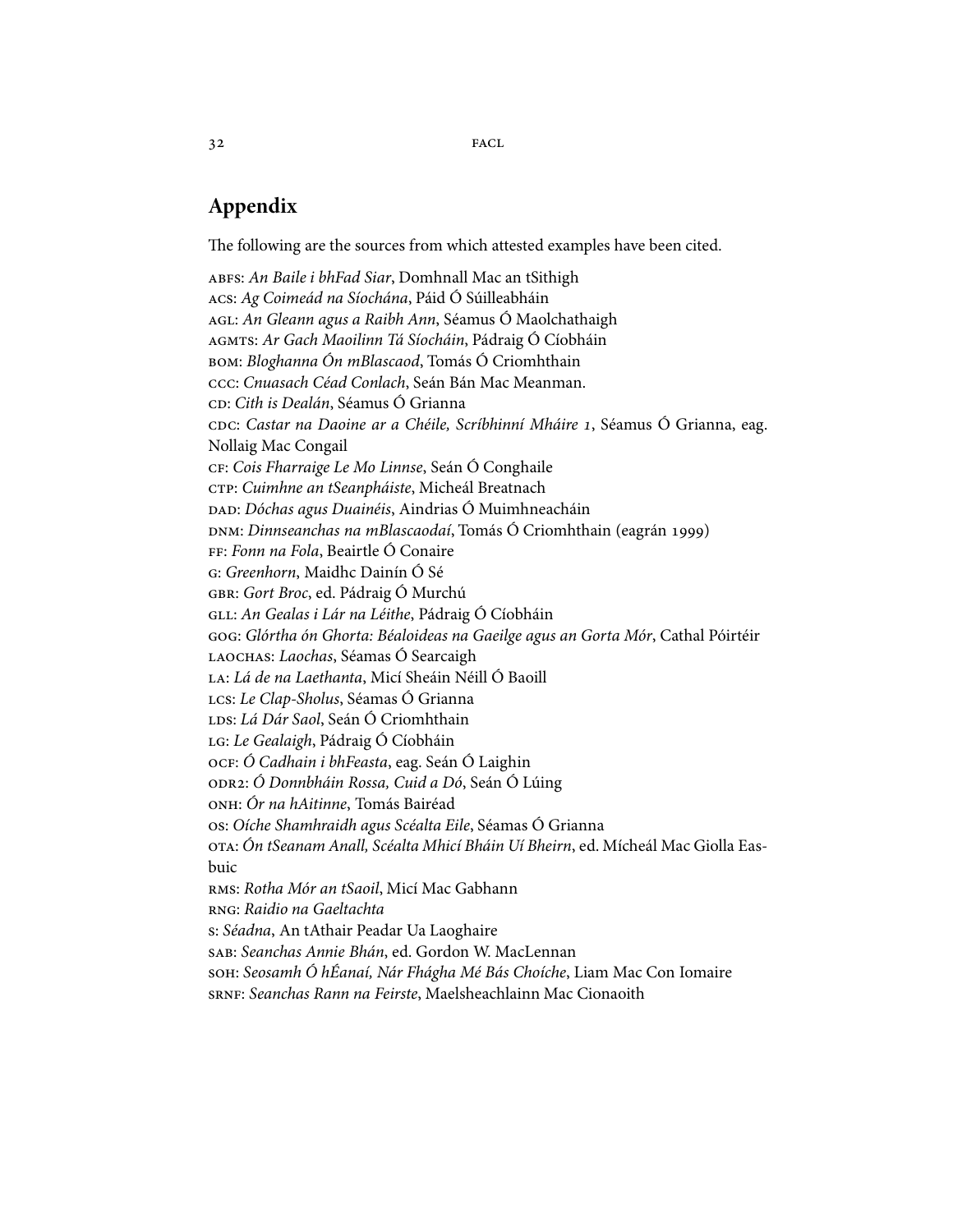## Appendix

The following are the sources from which attested examples have been cited.

ABFS: *An Baile i bhFad Siar*, Domhnall Mac an tSithigh  
ACS: *Ag Coimeád na Síochána*, Páid Ó Súilleabháin  
AGL: *An Gleann agus a Raibh Ann*, Séamus Ó Maolchathaigh  
AGMTS: *Ar Gach Maoilinn Tá Síocháin*, Pádraig Ó Cíobháin  
BOM: *Bloghanna Ón mBlascaod*, Tomás Ó Criomhthain  
CCC: *Cnuasach Céad Conlach*, Seán Bán Mac Meanman.  
CD: *Cith is Dealán*, Séamus Ó Grianna  
CDC: *Castar na Daoine ar a Chéile, Scríbhinní Mháire 1*, Séamus Ó Grianna, eag. Nollaig Mac Congail  
CF: *Cois Fharraige Le Mo Linnse*, Seán Ó Conghaile  
CTP: *Cuimhne an tSeanpháiste*, Micheál Breatnach  
DAD: *Dóchas agus Duainéis*, Aindrias Ó Muimhneacháin  
DNM: *Dinnseanchas na mBlascaodaí*, Tomás Ó Criomhthain (eagrán 1999)  
FF: *Fonn na Fola*, Beairtle Ó Conaire  
G: *Greenhorn*, Maidhc Dainín Ó Sé  
GBR: *Gort Broc*, ed. Pádraig Ó Murchú  
GLL: *An Gealas i Lár na Léithe*, Pádraig Ó Cíobháin  
GOG: *Glórtha ón Ghorta: Béaloideas na Gaeilge agus an Gorta Mór*, Cathal Póirtéir  
LAOCHAS: *Laochas*, Séamas Ó Searcaigh  
LA: *Lá de na Laethanta*, Micí Sheáin Néill Ó Baoill  
LCS: *Le Clap-Sholus*, Séamas Ó Grianna  
LDS: *Lá Dár Saol*, Seán Ó Criomhthain  
LG: *Le Gealaigh*, Pádraig Ó Cíobháin  
OCF: *Ó Cadhain i bhFeasta*, eag. Seán Ó Laighin  
ODR2: *Ó Donnbháin Rossa, Cuid a Dó*, Seán Ó Lúing  
ONH: *Ór na hAitinne*, Tomás Bairéad  
OS: *Oíche Shamhraidh agus Scéalta Eile*, Séamas Ó Grianna  
OTA: *Ón tSeanam Anall, Scéalta Mhicí Bháin Uí Bheirn*, ed. Mícheál Mac Giolla Easbuic  
RMS: *Rotha Mór an tSaoil*, Micí Mac Gabhann  
RNG: *Raidio na Gaeltachta*  
S: *Séadna*, An tAthair Peadar Ua Laoghaire  
SAB: *Seanchas Annie Bhán*, ed. Gordon W. MacLennan  
SOH: *Seosamh Ó hÉanaí, Nár Fhágha Mé Bás Choíche*, Liam Mac Con Iomaire  
SRNF: *Seanchas Rann na Feirste*, Maelsheachlainn Mac Cionaoith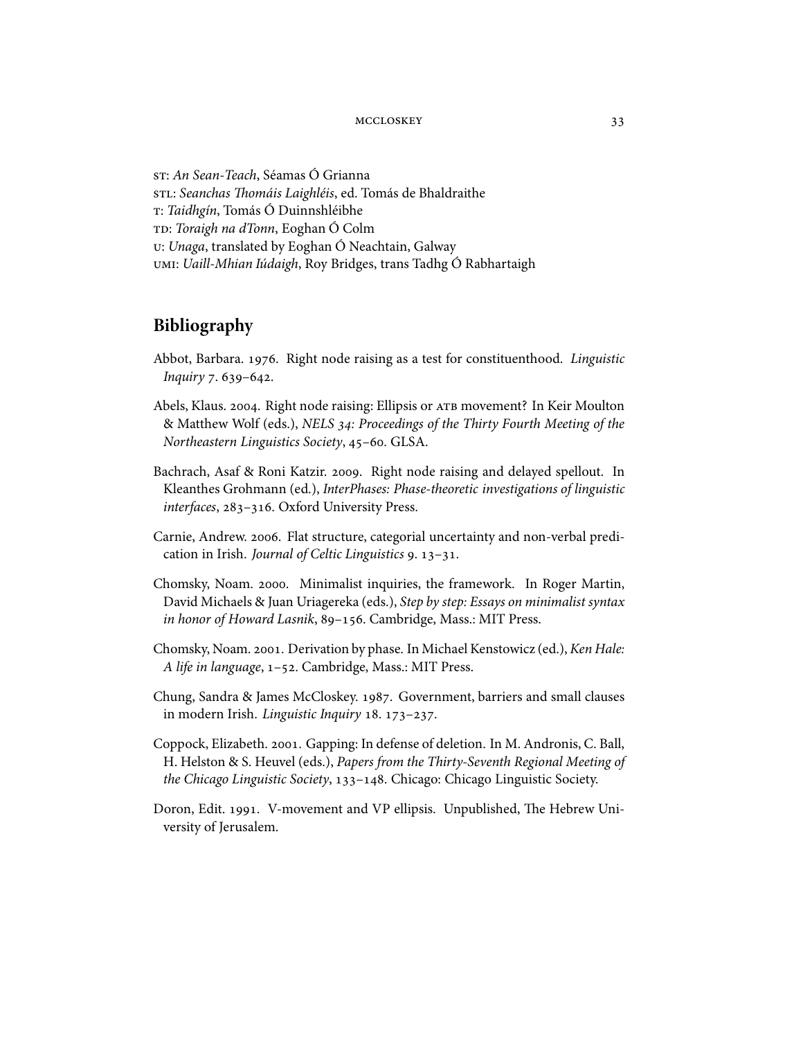ST: *An Sean-Teach*, Séamas Ó Grianna
STL: *Seanchas Thomáis Laighléis*, ed. Tomás de Bhaldraithe
T: *Taidhgín*, Tomás Ó Duinnshléibhe
TD: *Toraigh na dTonn*, Eoghan Ó Colm
U: *Unaga*, translated by Eoghan Ó Neachtain, Galway
UMI: *Uaill-Mhian Iúdaigh*, Roy Bridges, trans Tadhg Ó Rabhartaigh

## Bibliography

Abbot, Barbara. 1976. Right node raising as a test for constituenthood. *Linguistic Inquiry* 7. 639–642.

Abels, Klaus. 2004. Right node raising: Ellipsis or ATB movement? In Keir Moulton & Matthew Wolf (eds.), *NELS 34: Proceedings of the Thirty Fourth Meeting of the Northeastern Linguistics Society*, 45–60. GLSA.

Bachrach, Asaf & Roni Katzir. 2009. Right node raising and delayed spellout. In Kleanthes Grohmann (ed.), *InterPhases: Phase-theoretic investigations of linguistic interfaces*, 283–316. Oxford University Press.

Carnie, Andrew. 2006. Flat structure, categorial uncertainty and non-verbal predication in Irish. *Journal of Celtic Linguistics* 9. 13–31.

Chomsky, Noam. 2000. Minimalist inquiries, the framework. In Roger Martin, David Michaels & Juan Uriagereka (eds.), *Step by step: Essays on minimalist syntax in honor of Howard Lasnik*, 89–156. Cambridge, Mass.: MIT Press.

Chomsky, Noam. 2001. Derivation by phase. In Michael Kenstowicz (ed.), *Ken Hale: A life in language*, 1–52. Cambridge, Mass.: MIT Press.

Chung, Sandra & James McCloskey. 1987. Government, barriers and small clauses in modern Irish. *Linguistic Inquiry* 18. 173–237.

Coppock, Elizabeth. 2001. Gapping: In defense of deletion. In M. Andronis, C. Ball, H. Helston & S. Heuvel (eds.), *Papers from the Thirty-Seventh Regional Meeting of the Chicago Linguistic Society*, 133–148. Chicago: Chicago Linguistic Society.

Doron, Edit. 1991. V-movement and VP ellipsis. Unpublished, The Hebrew University of Jerusalem.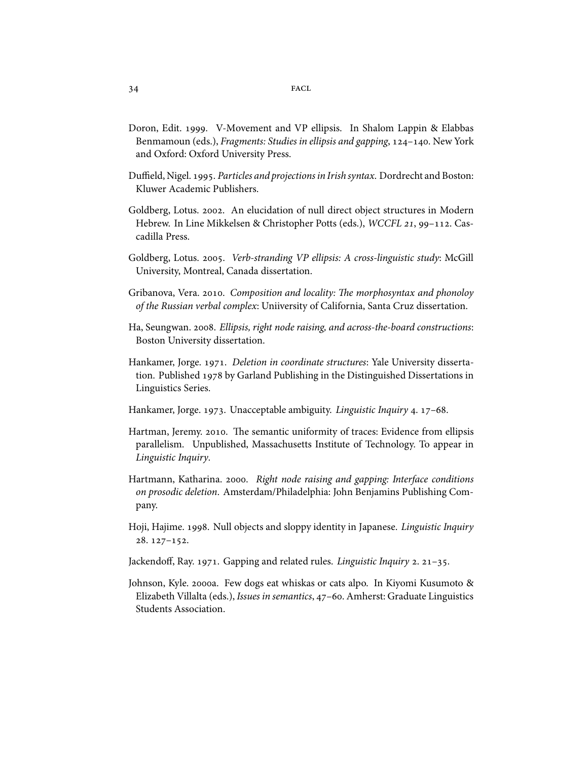Doron, Edit. 1999. V-Movement and VP ellipsis. In Shalom Lappin & Elabbas Benmamoun (eds.), *Fragments: Studies in ellipsis and gapping*, 124–140. New York and Oxford: Oxford University Press.

Duffield, Nigel. 1995. *Particles and projections in Irish syntax*. Dordrecht and Boston: Kluwer Academic Publishers.

Goldberg, Lotus. 2002. An elucidation of null direct object structures in Modern Hebrew. In Line Mikkelsen & Christopher Potts (eds.), *WCCFL 21*, 99–112. Cascadilla Press.

Goldberg, Lotus. 2005. *Verb-stranding VP ellipsis: A cross-linguistic study*: McGill University, Montreal, Canada dissertation.

Gribanova, Vera. 2010. *Composition and locality: The morphosyntax and phonoloy of the Russian verbal complex*: Uniiversity of California, Santa Cruz dissertation.

Ha, Seungwan. 2008. *Ellipsis, right node raising, and across-the-board constructions*: Boston University dissertation.

Hankamer, Jorge. 1971. *Deletion in coordinate structures*: Yale University dissertation. Published 1978 by Garland Publishing in the Distinguished Dissertations in Linguistics Series.

Hankamer, Jorge. 1973. Unacceptable ambiguity. *Linguistic Inquiry* 4. 17–68.

Hartman, Jeremy. 2010. The semantic uniformity of traces: Evidence from ellipsis parallelism. Unpublished, Massachusetts Institute of Technology. To appear in *Linguistic Inquiry*.

Hartmann, Katharina. 2000. *Right node raising and gapping: Interface conditions on prosodic deletion*. Amsterdam/Philadelphia: John Benjamins Publishing Company.

Hoji, Hajime. 1998. Null objects and sloppy identity in Japanese. *Linguistic Inquiry* 28. 127–152.

Jackendoff, Ray. 1971. Gapping and related rules. *Linguistic Inquiry* 2. 21–35.

Johnson, Kyle. 2000a. Few dogs eat whiskas or cats alpo. In Kiyomi Kusumoto & Elizabeth Villalta (eds.), *Issues in semantics*, 47–60. Amherst: Graduate Linguistics Students Association.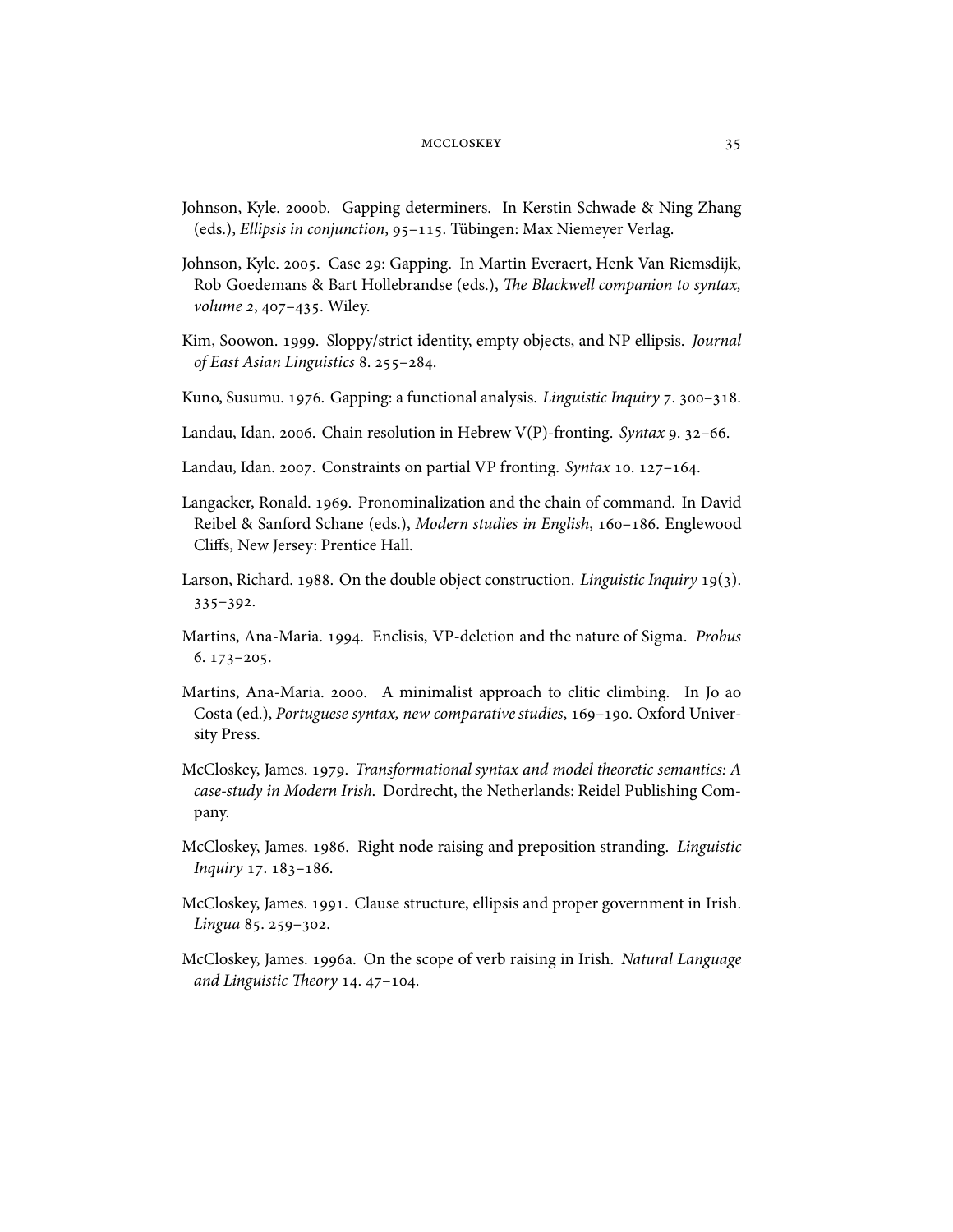Johnson, Kyle. 2000b. Gapping determiners. In Kerstin Schwade & Ning Zhang (eds.), *Ellipsis in conjunction*, 95–115. Tübingen: Max Niemeyer Verlag.

Johnson, Kyle. 2005. Case 29: Gapping. In Martin Everaert, Henk Van Riemsdijk, Rob Goedemans & Bart Hollebrandse (eds.), *The Blackwell companion to syntax, volume 2*, 407–435. Wiley.

Kim, Soowon. 1999. Sloppy/strict identity, empty objects, and NP ellipsis. *Journal of East Asian Linguistics* 8. 255–284.

Kuno, Susumu. 1976. Gapping: a functional analysis. *Linguistic Inquiry* 7. 300–318.

Landau, Idan. 2006. Chain resolution in Hebrew V(P)-fronting. *Syntax* 9. 32–66.

Landau, Idan. 2007. Constraints on partial VP fronting. *Syntax* 10. 127–164.

Langacker, Ronald. 1969. Pronominalization and the chain of command. In David Reibel & Sanford Schane (eds.), *Modern studies in English*, 160–186. Englewood Cliffs, New Jersey: Prentice Hall.

Larson, Richard. 1988. On the double object construction. *Linguistic Inquiry* 19(3). 335–392.

Martins, Ana-Maria. 1994. Enclisis, VP-deletion and the nature of Sigma. *Probus* 6. 173–205.

Martins, Ana-Maria. 2000. A minimalist approach to clitic climbing. In Jo ao Costa (ed.), *Portuguese syntax, new comparative studies*, 169–190. Oxford University Press.

McCloskey, James. 1979. *Transformational syntax and model theoretic semantics: A case-study in Modern Irish.* Dordrecht, the Netherlands: Reidel Publishing Company.

McCloskey, James. 1986. Right node raising and preposition stranding. *Linguistic Inquiry* 17. 183–186.

McCloskey, James. 1991. Clause structure, ellipsis and proper government in Irish. *Lingua* 85. 259–302.

McCloskey, James. 1996a. On the scope of verb raising in Irish. *Natural Language and Linguistic Theory* 14. 47–104.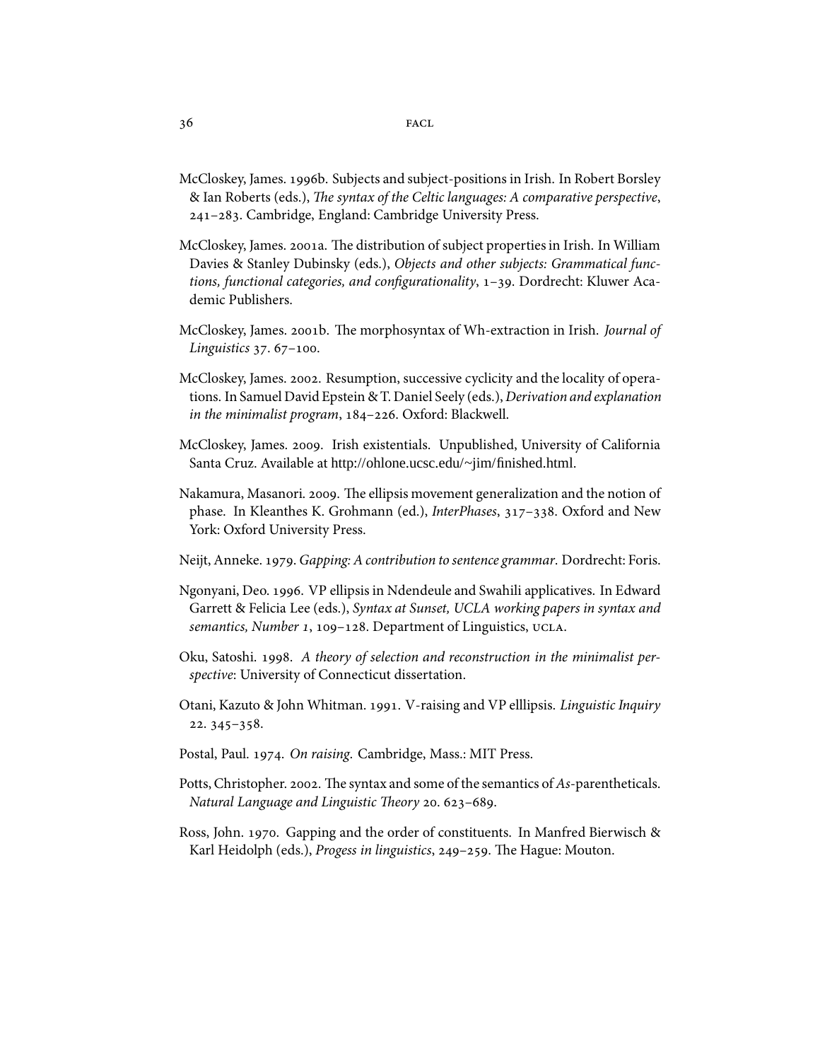McCloskey, James. 1996b. Subjects and subject-positions in Irish. In Robert Borsley & Ian Roberts (eds.), *The syntax of the Celtic languages: A comparative perspective*, 241–283. Cambridge, England: Cambridge University Press.

McCloskey, James. 2001a. The distribution of subject properties in Irish. In William Davies & Stanley Dubinsky (eds.), *Objects and other subjects: Grammatical functions, functional categories, and configurationality*, 1–39. Dordrecht: Kluwer Academic Publishers.

McCloskey, James. 2001b. The morphosyntax of Wh-extraction in Irish. *Journal of Linguistics* 37. 67–100.

McCloskey, James. 2002. Resumption, successive cyclicity and the locality of operations. In Samuel David Epstein & T. Daniel Seely (eds.), *Derivation and explanation in the minimalist program*, 184–226. Oxford: Blackwell.

McCloskey, James. 2009. Irish existentials. Unpublished, University of California Santa Cruz. Available at http://ohlone.ucsc.edu/~jim/finished.html.

Nakamura, Masanori. 2009. The ellipsis movement generalization and the notion of phase. In Kleanthes K. Grohmann (ed.), *InterPhases*, 317–338. Oxford and New York: Oxford University Press.

Neijt, Anneke. 1979. *Gapping: A contribution to sentence grammar*. Dordrecht: Foris.

Ngonyani, Deo. 1996. VP ellipsis in Ndendeule and Swahili applicatives. In Edward Garrett & Felicia Lee (eds.), *Syntax at Sunset, UCLA working papers in syntax and semantics, Number 1*, 109–128. Department of Linguistics, UCLA.

Oku, Satoshi. 1998. *A theory of selection and reconstruction in the minimalist perspective*: University of Connecticut dissertation.

Otani, Kazuto & John Whitman. 1991. V-raising and VP elllipsis. *Linguistic Inquiry* 22. 345–358.

Postal, Paul. 1974. *On raising*. Cambridge, Mass.: MIT Press.

Potts, Christopher. 2002. The syntax and some of the semantics of *As*-parentheticals. *Natural Language and Linguistic Theory* 20. 623–689.

Ross, John. 1970. Gapping and the order of constituents. In Manfred Bierwisch & Karl Heidolph (eds.), *Progess in linguistics*, 249–259. The Hague: Mouton.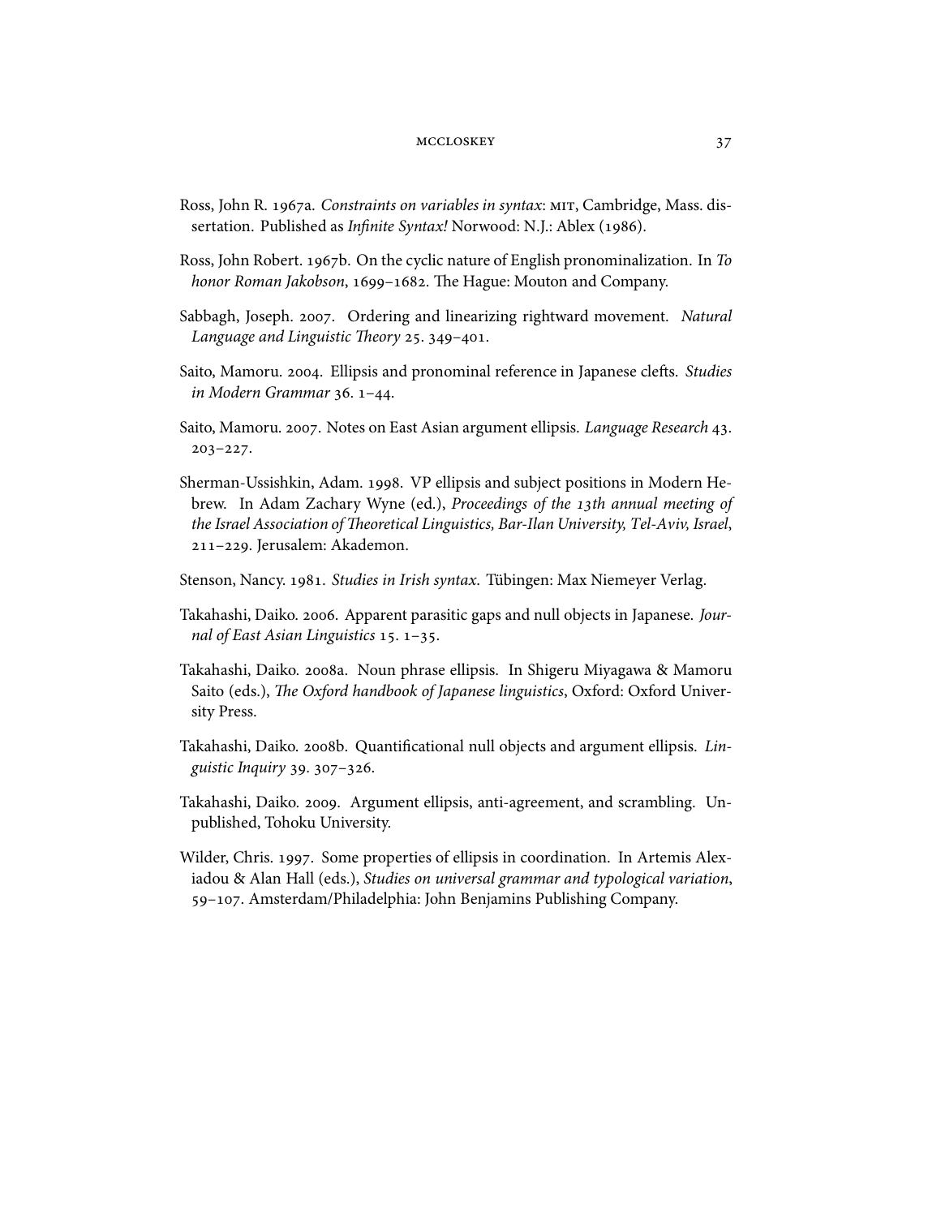Ross, John R. 1967a. *Constraints on variables in syntax*: MIT, Cambridge, Mass. dissertation. Published as *Infinite Syntax!* Norwood: N.J.: Ablex (1986).

Ross, John Robert. 1967b. On the cyclic nature of English pronominalization. In *To honor Roman Jakobson*, 1699–1682. The Hague: Mouton and Company.

Sabbagh, Joseph. 2007. Ordering and linearizing rightward movement. *Natural Language and Linguistic Theory* 25. 349–401.

Saito, Mamoru. 2004. Ellipsis and pronominal reference in Japanese clefts. *Studies in Modern Grammar* 36. 1–44.

Saito, Mamoru. 2007. Notes on East Asian argument ellipsis. *Language Research* 43. 203–227.

Sherman-Ussishkin, Adam. 1998. VP ellipsis and subject positions in Modern Hebrew. In Adam Zachary Wyne (ed.), *Proceedings of the 13th annual meeting of the Israel Association of Theoretical Linguistics, Bar-Ilan University, Tel-Aviv, Israel*, 211–229. Jerusalem: Akademon.

Stenson, Nancy. 1981. *Studies in Irish syntax*. Tübingen: Max Niemeyer Verlag.

Takahashi, Daiko. 2006. Apparent parasitic gaps and null objects in Japanese. *Journal of East Asian Linguistics* 15. 1–35.

Takahashi, Daiko. 2008a. Noun phrase ellipsis. In Shigeru Miyagawa & Mamoru Saito (eds.), *The Oxford handbook of Japanese linguistics*, Oxford: Oxford University Press.

Takahashi, Daiko. 2008b. Quantificational null objects and argument ellipsis. *Linguistic Inquiry* 39. 307–326.

Takahashi, Daiko. 2009. Argument ellipsis, anti-agreement, and scrambling. Unpublished, Tohoku University.

Wilder, Chris. 1997. Some properties of ellipsis in coordination. In Artemis Alexiadou & Alan Hall (eds.), *Studies on universal grammar and typological variation*, 59–107. Amsterdam/Philadelphia: John Benjamins Publishing Company.